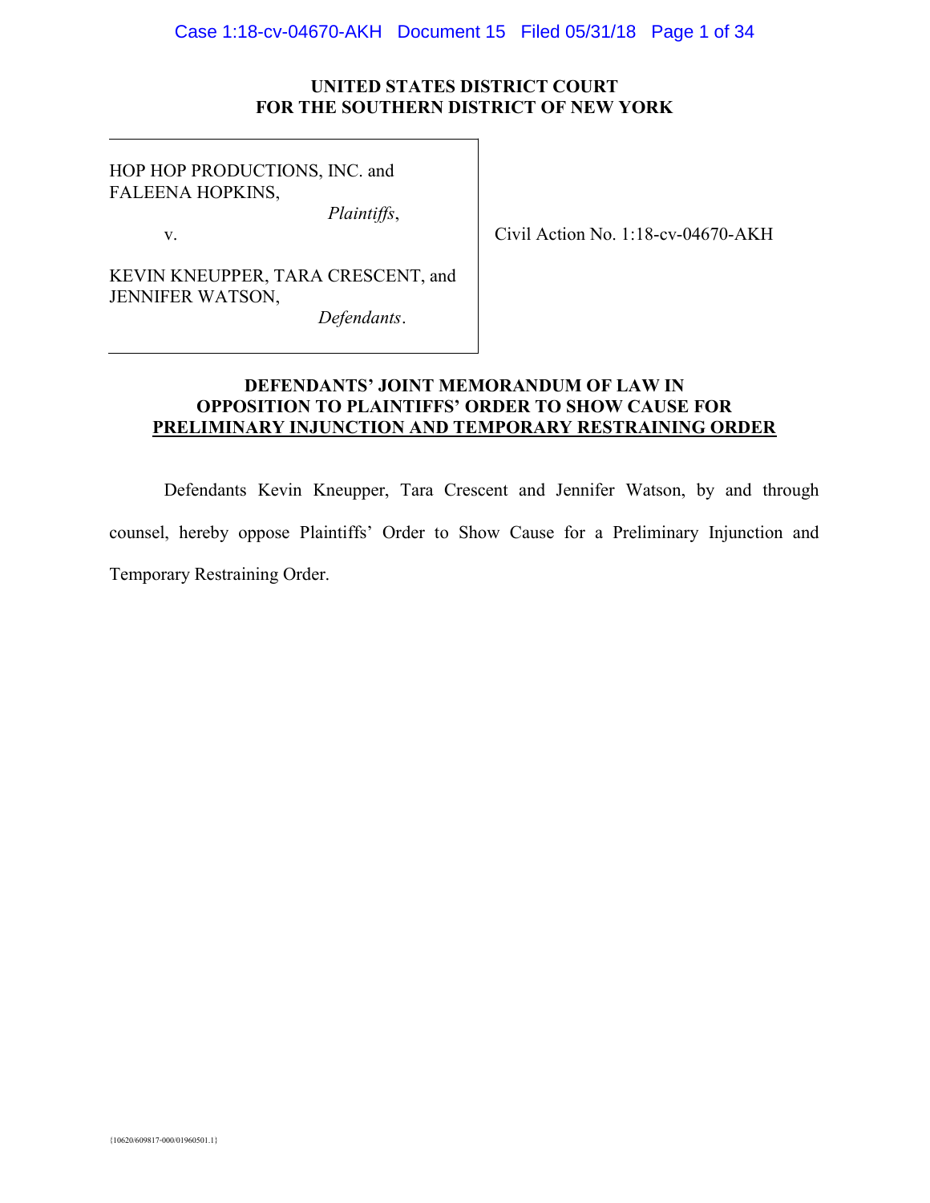**UNITED STATES DISTRICT COURT**
**FOR THE SOUTHERN DISTRICT OF NEW YORK**

HOP HOP PRODUCTIONS, INC. and FALEENA HOPKINS,

*Plaintiffs*,

v.

KEVIN KNEUPPER, TARA CRESCENT, and JENNIFER WATSON,

*Defendants*.

Civil Action No. 1:18-cv-04670-AKH

**DEFENDANTS' JOINT MEMORANDUM OF LAW IN OPPOSITION TO PLAINTIFFS' ORDER TO SHOW CAUSE FOR PRELIMINARY INJUNCTION AND TEMPORARY RESTRAINING ORDER**

Defendants Kevin Kneupper, Tara Crescent and Jennifer Watson, by and through counsel, hereby oppose Plaintiffs' Order to Show Cause for a Preliminary Injunction and Temporary Restraining Order.

{10620/609817-000/01960501.1}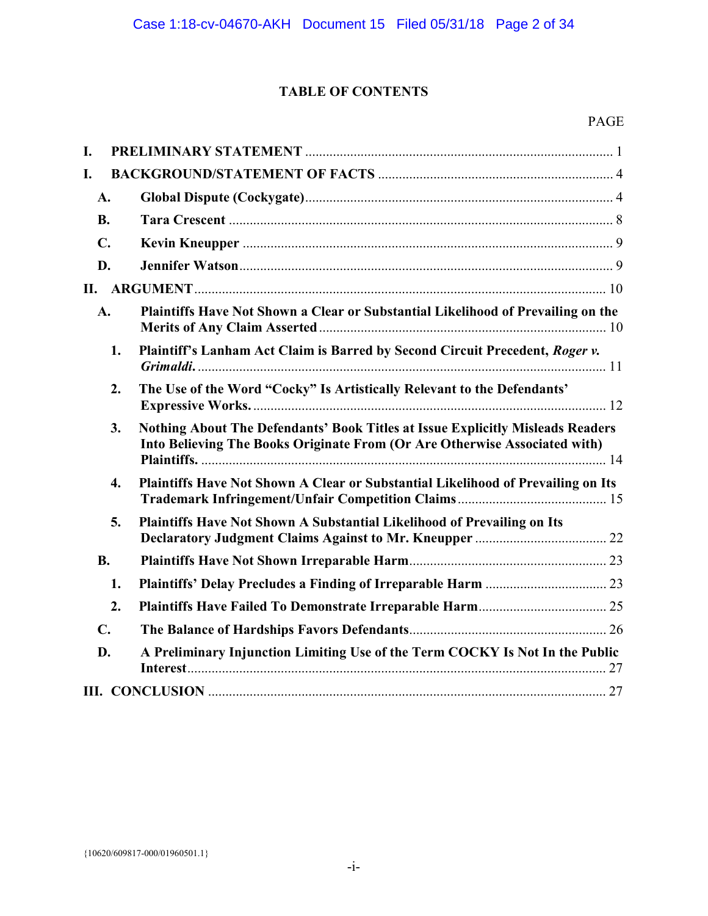# TABLE OF CONTENTS

PAGE

**I. PRELIMINARY STATEMENT** ........................................................................................ 1

**I. BACKGROUND/STATEMENT OF FACTS** ................................................................... 4

- **A. Global Dispute (Cockygate)** ........................................................................................ 4
- **B. Tara Crescent** ............................................................................................................. 8
- **C. Kevin Kneupper** .......................................................................................................... 9
- **D. Jennifer Watson** .......................................................................................................... 9

**II. ARGUMENT** ..................................................................................................................... 10

- **A. Plaintiffs Have Not Shown a Clear or Substantial Likelihood of Prevailing on the Merits of Any Claim Asserted** .................................................................................. 10
  1. **Plaintiff's Lanham Act Claim is Barred by Second Circuit Precedent, *Roger v. Grimaldi*.** ..................................................................................................... 11
  2. **The Use of the Word "Cocky" Is Artistically Relevant to the Defendants' Expressive Works.** ...................................................................................................... 12
  3. **Nothing About The Defendants' Book Titles at Issue Explicitly Misleads Readers Into Believing The Books Originate From (Or Are Otherwise Associated with) Plaintiffs.** .................................................................................................................... 14
  4. **Plaintiffs Have Not Shown A Clear or Substantial Likelihood of Prevailing on Its Trademark Infringement/Unfair Competition Claims** ........................................... 15
  5. **Plaintiffs Have Not Shown A Substantial Likelihood of Prevailing on Its Declaratory Judgment Claims Against to Mr. Kneupper** ...................................... 22
- **B. Plaintiffs Have Not Shown Irreparable Harm** ......................................................... 23
  1. **Plaintiffs' Delay Precludes a Finding of Irreparable Harm** ................................... 23
  2. **Plaintiffs Have Failed To Demonstrate Irreparable Harm** ..................................... 25
- **C. The Balance of Hardships Favors Defendants** ......................................................... 26
- **D. A Preliminary Injunction Limiting Use of the Term COCKY Is Not In the Public Interest** ......................................................................................................................... 27

**III. CONCLUSION** ................................................................................................................. 27

{10620/609817-000/01960501.1}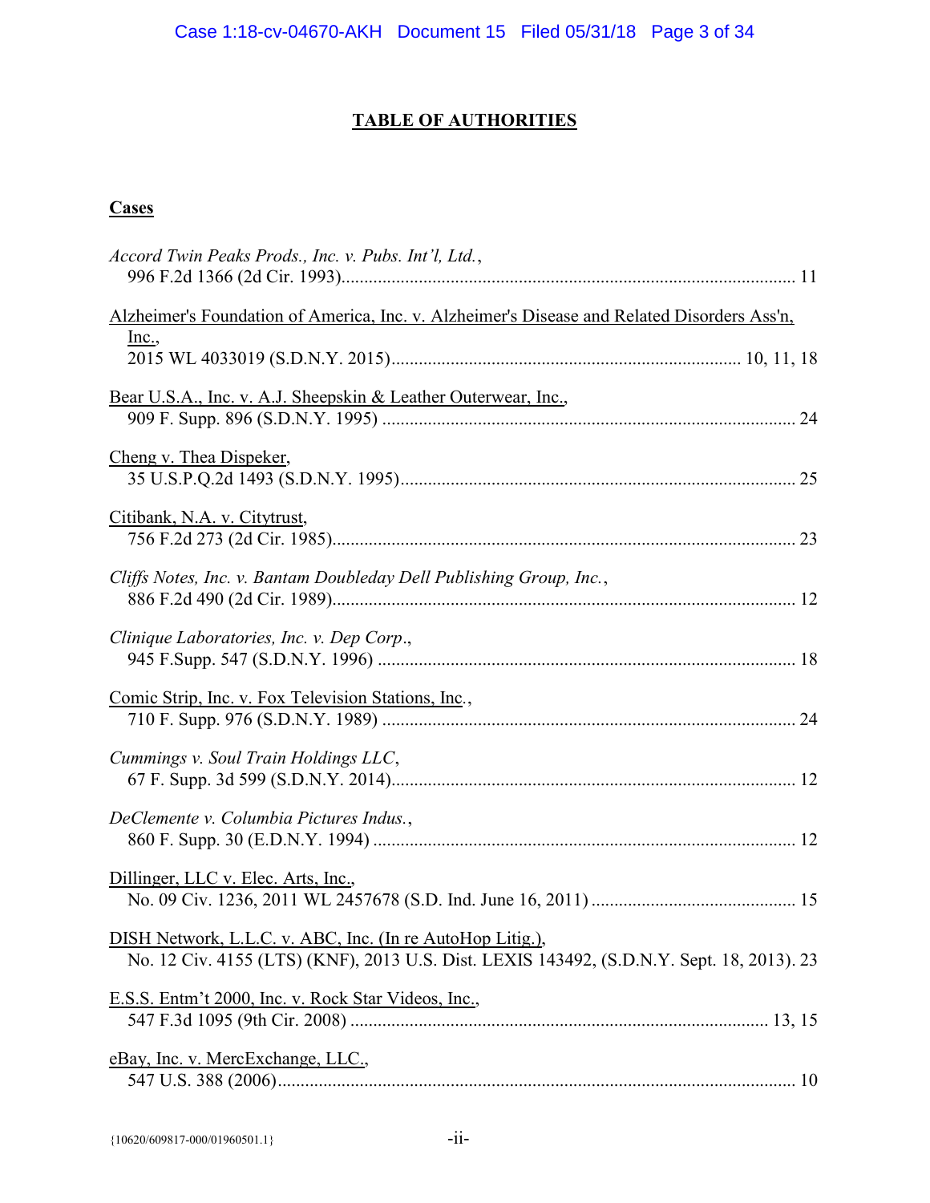# TABLE OF AUTHORITIES

## Cases

*Accord Twin Peaks Prods., Inc. v. Pubs. Int'l, Ltd.*,
996 F.2d 1366 (2d Cir. 1993)........................................................................................ 11

Alzheimer's Foundation of America, Inc. v. Alzheimer's Disease and Related Disorders Ass'n, Inc.,
2015 WL 4033019 (S.D.N.Y. 2015)............................................................................ 10, 11, 18

Bear U.S.A., Inc. v. A.J. Sheepskin & Leather Outerwear, Inc.,
909 F. Supp. 896 (S.D.N.Y. 1995) ............................................................................ 24

Cheng v. Thea Dispeker,
35 U.S.P.Q.2d 1493 (S.D.N.Y. 1995)........................................................................ 25

Citibank, N.A. v. Citytrust,
756 F.2d 273 (2d Cir. 1985)........................................................................................ 23

*Cliffs Notes, Inc. v. Bantam Doubleday Dell Publishing Group, Inc.*,
886 F.2d 490 (2d Cir. 1989)........................................................................................ 12

*Clinique Laboratories, Inc. v. Dep Corp*.,
945 F.Supp. 547 (S.D.N.Y. 1996) ............................................................................ 18

Comic Strip, Inc. v. Fox Television Stations, Inc.,
710 F. Supp. 976 (S.D.N.Y. 1989) ............................................................................ 24

*Cummings v. Soul Train Holdings LLC*,
67 F. Supp. 3d 599 (S.D.N.Y. 2014)......................................................................... 12

*DeClemente v. Columbia Pictures Indus.*,
860 F. Supp. 30 (E.D.N.Y. 1994) ............................................................................ 12

Dillinger, LLC v. Elec. Arts, Inc.,
No. 09 Civ. 1236, 2011 WL 2457678 (S.D. Ind. June 16, 2011) ............................................ 15

DISH Network, L.L.C. v. ABC, Inc. (In re AutoHop Litig.),
No. 12 Civ. 4155 (LTS) (KNF), 2013 U.S. Dist. LEXIS 143492, (S.D.N.Y. Sept. 18, 2013). 23

E.S.S. Entm't 2000, Inc. v. Rock Star Videos, Inc.,
547 F.3d 1095 (9th Cir. 2008) ............................................................................ 13, 15

eBay, Inc. v. MercExchange, LLC.,
547 U.S. 388 (2006)................................................................................................ 10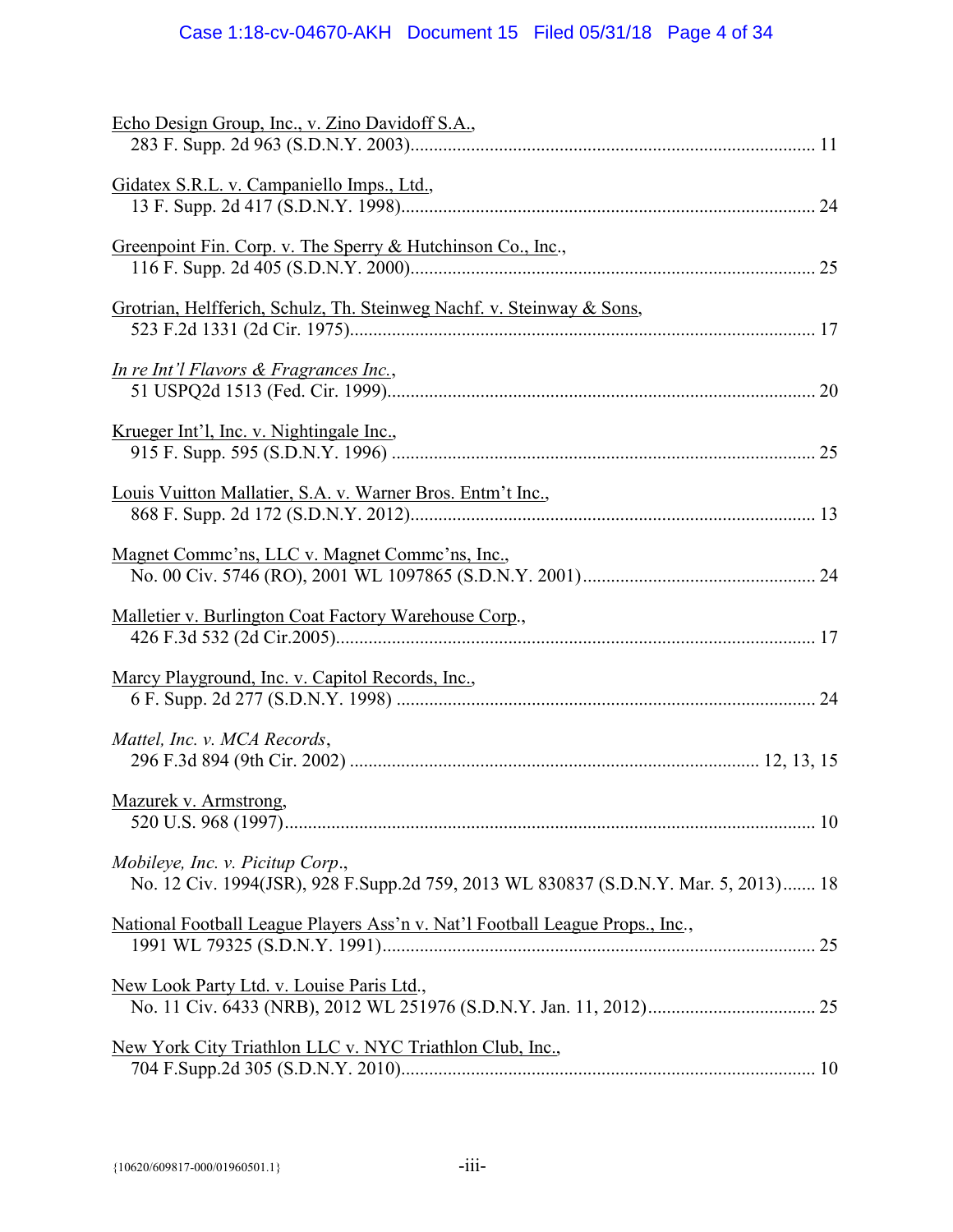Echo Design Group, Inc., v. Zino Davidoff S.A.,
283 F. Supp. 2d 963 (S.D.N.Y. 2003)........................................................................................ 11

Gidatex S.R.L. v. Campaniello Imps., Ltd.,
13 F. Supp. 2d 417 (S.D.N.Y. 1998)........................................................................................ 24

Greenpoint Fin. Corp. v. The Sperry & Hutchinson Co., Inc.,
116 F. Supp. 2d 405 (S.D.N.Y. 2000)...................................................................................... 25

Grotrian, Helfferich, Schulz, Th. Steinweg Nachf. v. Steinway & Sons,
523 F.2d 1331 (2d Cir. 1975)................................................................................................... 17

*In re Int'l Flavors & Fragrances Inc.*,
51 USPQ2d 1513 (Fed. Cir. 1999)........................................................................................... 20

Krueger Int'l, Inc. v. Nightingale Inc.,
915 F. Supp. 595 (S.D.N.Y. 1996) .......................................................................................... 25

Louis Vuitton Mallatier, S.A. v. Warner Bros. Entm't Inc.,
868 F. Supp. 2d 172 (S.D.N.Y. 2012)...................................................................................... 13

Magnet Commc'ns, LLC v. Magnet Commc'ns, Inc.,
No. 00 Civ. 5746 (RO), 2001 WL 1097865 (S.D.N.Y. 2001)................................................. 24

Malletier v. Burlington Coat Factory Warehouse Corp.,
426 F.3d 532 (2d Cir.2005)...................................................................................................... 17

Marcy Playground, Inc. v. Capitol Records, Inc.,
6 F. Supp. 2d 277 (S.D.N.Y. 1998) ......................................................................................... 24

*Mattel, Inc. v. MCA Records*,
296 F.3d 894 (9th Cir. 2002) ....................................................................................... 12, 13, 15

Mazurek v. Armstrong,
520 U.S. 968 (1997)................................................................................................................. 10

*Mobileye, Inc. v. Picitup Corp*.,
No. 12 Civ. 1994(JSR), 928 F.Supp.2d 759, 2013 WL 830837 (S.D.N.Y. Mar. 5, 2013)....... 18

National Football League Players Ass'n v. Nat'l Football League Props., Inc.,
1991 WL 79325 (S.D.N.Y. 1991)............................................................................................ 25

New Look Party Ltd. v. Louise Paris Ltd.,
No. 11 Civ. 6433 (NRB), 2012 WL 251976 (S.D.N.Y. Jan. 11, 2012).................................... 25

New York City Triathlon LLC v. NYC Triathlon Club, Inc.,
704 F.Supp.2d 305 (S.D.N.Y. 2010)........................................................................................ 10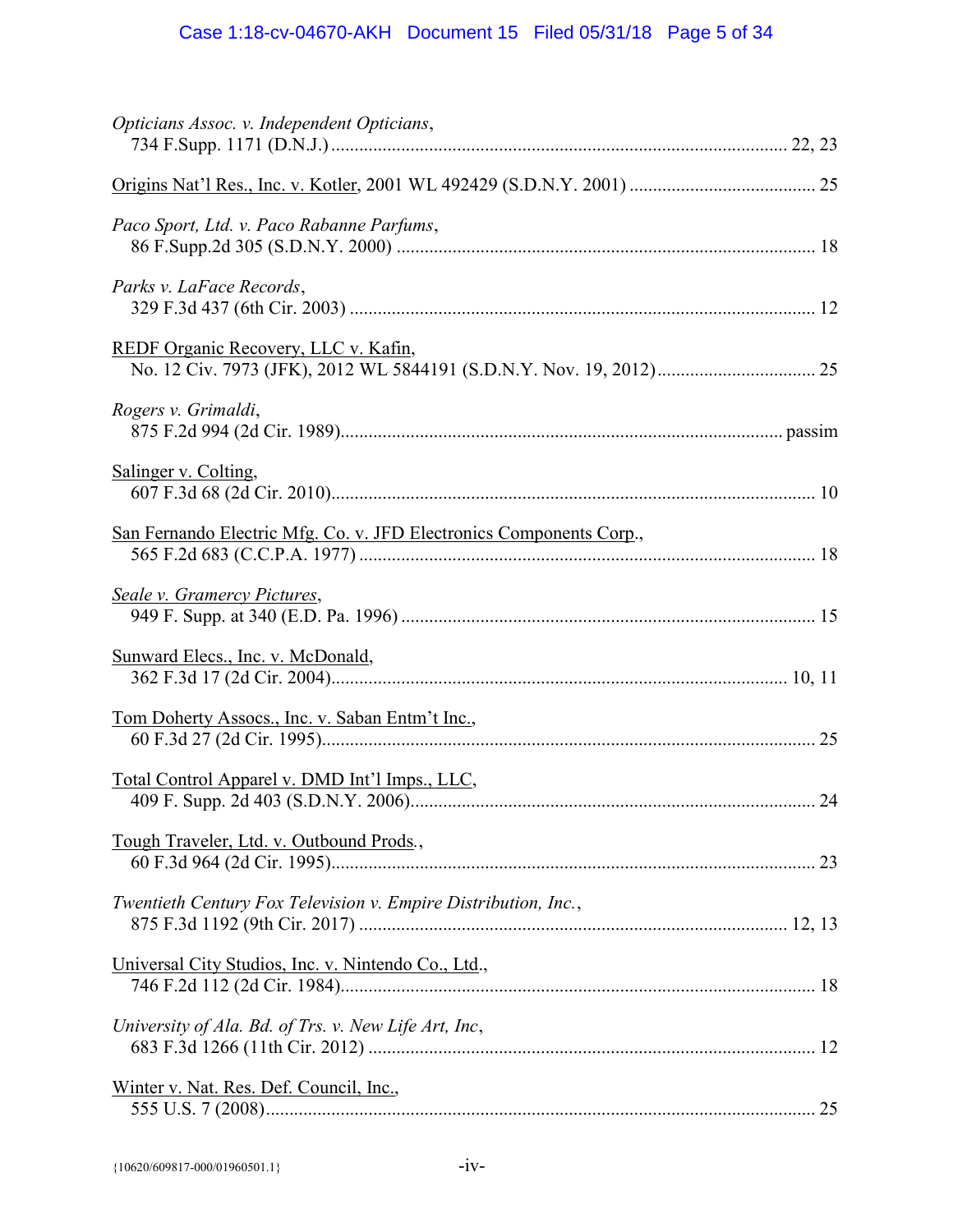*Opticians Assoc. v. Independent Opticians*,
734 F.Supp. 1171 (D.N.J.) .................................................................................................. 22, 23

Origins Nat'l Res., Inc. v. Kotler, 2001 WL 492429 (S.D.N.Y. 2001) ........................................ 25

*Paco Sport, Ltd. v. Paco Rabanne Parfums*,
86 F.Supp.2d 305 (S.D.N.Y. 2000) ......................................................................................... 18

*Parks v. LaFace Records*,
329 F.3d 437 (6th Cir. 2003) .................................................................................................. 12

REDF Organic Recovery, LLC v. Kafin,
No. 12 Civ. 7973 (JFK), 2012 WL 5844191 (S.D.N.Y. Nov. 19, 2012).................................. 25

*Rogers v. Grimaldi*,
875 F.2d 994 (2d Cir. 1989).............................................................................................. passim

Salinger v. Colting,
607 F.3d 68 (2d Cir. 2010)....................................................................................................... 10

San Fernando Electric Mfg. Co. v. JFD Electronics Components Corp.,
565 F.2d 683 (C.C.P.A. 1977) ................................................................................................. 18

*Seale v. Gramercy Pictures*,
949 F. Supp. at 340 (E.D. Pa. 1996) ........................................................................................ 15

Sunward Elecs., Inc. v. McDonald,
362 F.3d 17 (2d Cir. 2004)................................................................................................. 10, 11

Tom Doherty Assocs., Inc. v. Saban Entm't Inc.,
60 F.3d 27 (2d Cir. 1995)......................................................................................................... 25

Total Control Apparel v. DMD Int'l Imps., LLC,
409 F. Supp. 2d 403 (S.D.N.Y. 2006)...................................................................................... 24

Tough Traveler, Ltd. v. Outbound Prods.,
60 F.3d 964 (2d Cir. 1995)....................................................................................................... 23

*Twentieth Century Fox Television v. Empire Distribution, Inc.*,
875 F.3d 1192 (9th Cir. 2017) ........................................................................................... 12, 13

Universal City Studios, Inc. v. Nintendo Co., Ltd.,
746 F.2d 112 (2d Cir. 1984)..................................................................................................... 18

*University of Ala. Bd. of Trs. v. New Life Art, Inc*,
683 F.3d 1266 (11th Cir. 2012) ............................................................................................... 12

Winter v. Nat. Res. Def. Council, Inc.,
555 U.S. 7 (2008)..................................................................................................................... 25

{10620/609817-000/01960501.1}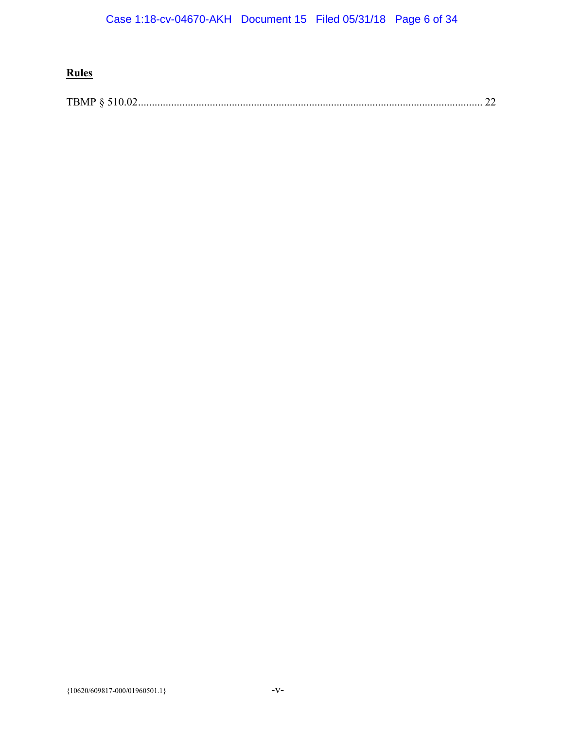**Rules**

TBMP § 510.02........................................................................................................................ 22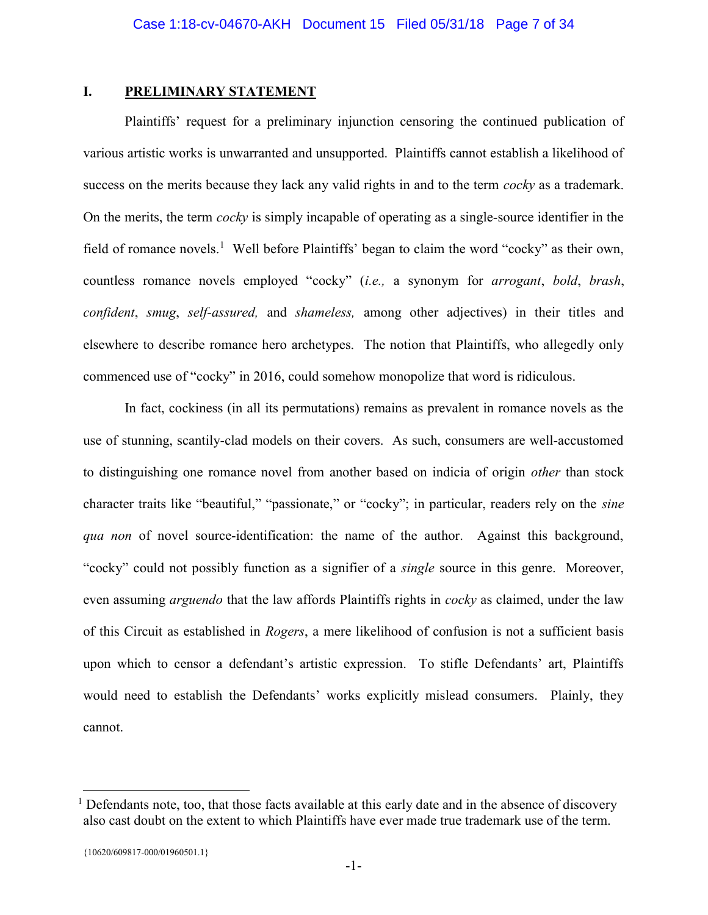## I. PRELIMINARY STATEMENT

Plaintiffs' request for a preliminary injunction censoring the continued publication of various artistic works is unwarranted and unsupported. Plaintiffs cannot establish a likelihood of success on the merits because they lack any valid rights in and to the term *cocky* as a trademark. On the merits, the term *cocky* is simply incapable of operating as a single-source identifier in the field of romance novels.[1] Well before Plaintiffs' began to claim the word "cocky" as their own, countless romance novels employed "cocky" (*i.e.,* a synonym for *arrogant*, *bold*, *brash*, *confident*, *smug*, *self-assured,* and *shameless,* among other adjectives) in their titles and elsewhere to describe romance hero archetypes. The notion that Plaintiffs, who allegedly only commenced use of "cocky" in 2016, could somehow monopolize that word is ridiculous.

In fact, cockiness (in all its permutations) remains as prevalent in romance novels as the use of stunning, scantily-clad models on their covers. As such, consumers are well-accustomed to distinguishing one romance novel from another based on indicia of origin *other* than stock character traits like "beautiful," "passionate," or "cocky"; in particular, readers rely on the *sine qua non* of novel source-identification: the name of the author. Against this background, "cocky" could not possibly function as a signifier of a *single* source in this genre. Moreover, even assuming *arguendo* that the law affords Plaintiffs rights in *cocky* as claimed, under the law of this Circuit as established in *Rogers*, a mere likelihood of confusion is not a sufficient basis upon which to censor a defendant's artistic expression. To stifle Defendants' art, Plaintiffs would need to establish the Defendants' works explicitly mislead consumers. Plainly, they cannot.

---

[1] Defendants note, too, that those facts available at this early date and in the absence of discovery also cast doubt on the extent to which Plaintiffs have ever made true trademark use of the term.

{10620/609817-000/01960501.1}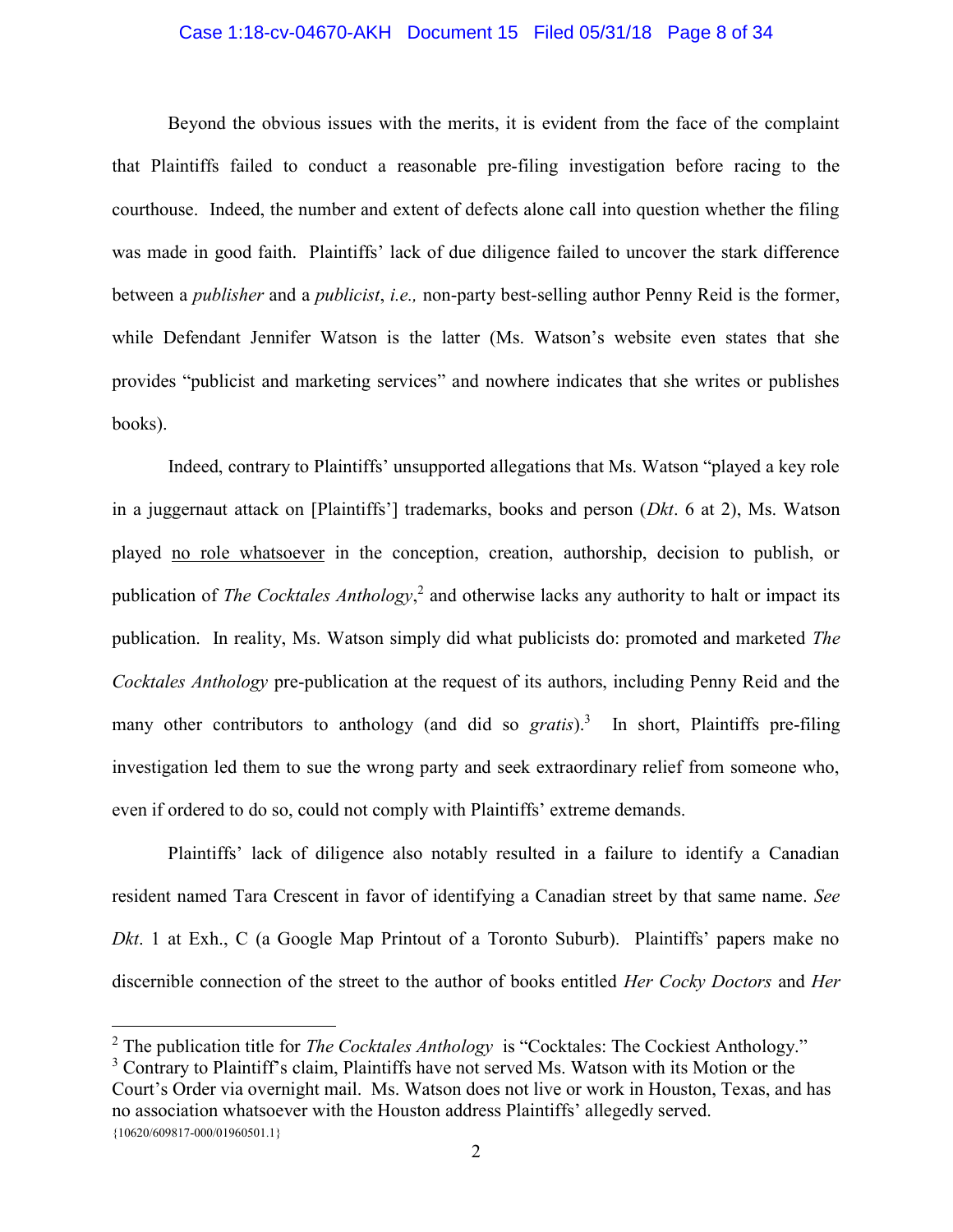Beyond the obvious issues with the merits, it is evident from the face of the complaint that Plaintiffs failed to conduct a reasonable pre-filing investigation before racing to the courthouse. Indeed, the number and extent of defects alone call into question whether the filing was made in good faith. Plaintiffs' lack of due diligence failed to uncover the stark difference between a *publisher* and a *publicist*, *i.e.,* non-party best-selling author Penny Reid is the former, while Defendant Jennifer Watson is the latter (Ms. Watson's website even states that she provides "publicist and marketing services" and nowhere indicates that she writes or publishes books).

Indeed, contrary to Plaintiffs' unsupported allegations that Ms. Watson "played a key role in a juggernaut attack on [Plaintiffs'] trademarks, books and person (*Dkt*. 6 at 2), Ms. Watson played <u>no role whatsoever</u> in the conception, creation, authorship, decision to publish, or publication of *The Cocktales Anthology*,[2] and otherwise lacks any authority to halt or impact its publication. In reality, Ms. Watson simply did what publicists do: promoted and marketed *The Cocktales Anthology* pre-publication at the request of its authors, including Penny Reid and the many other contributors to anthology (and did so *gratis*).[3] In short, Plaintiffs pre-filing investigation led them to sue the wrong party and seek extraordinary relief from someone who, even if ordered to do so, could not comply with Plaintiffs' extreme demands.

Plaintiffs' lack of diligence also notably resulted in a failure to identify a Canadian resident named Tara Crescent in favor of identifying a Canadian street by that same name. *See Dkt*. 1 at Exh., C (a Google Map Printout of a Toronto Suburb). Plaintiffs' papers make no discernible connection of the street to the author of books entitled *Her Cocky Doctors* and *Her*

---

[2] The publication title for *The Cocktales Anthology* is "Cocktales: The Cockiest Anthology."

[3] Contrary to Plaintiff's claim, Plaintiffs have not served Ms. Watson with its Motion or the Court's Order via overnight mail. Ms. Watson does not live or work in Houston, Texas, and has no association whatsoever with the Houston address Plaintiffs' allegedly served.

{10620/609817-000/01960501.1}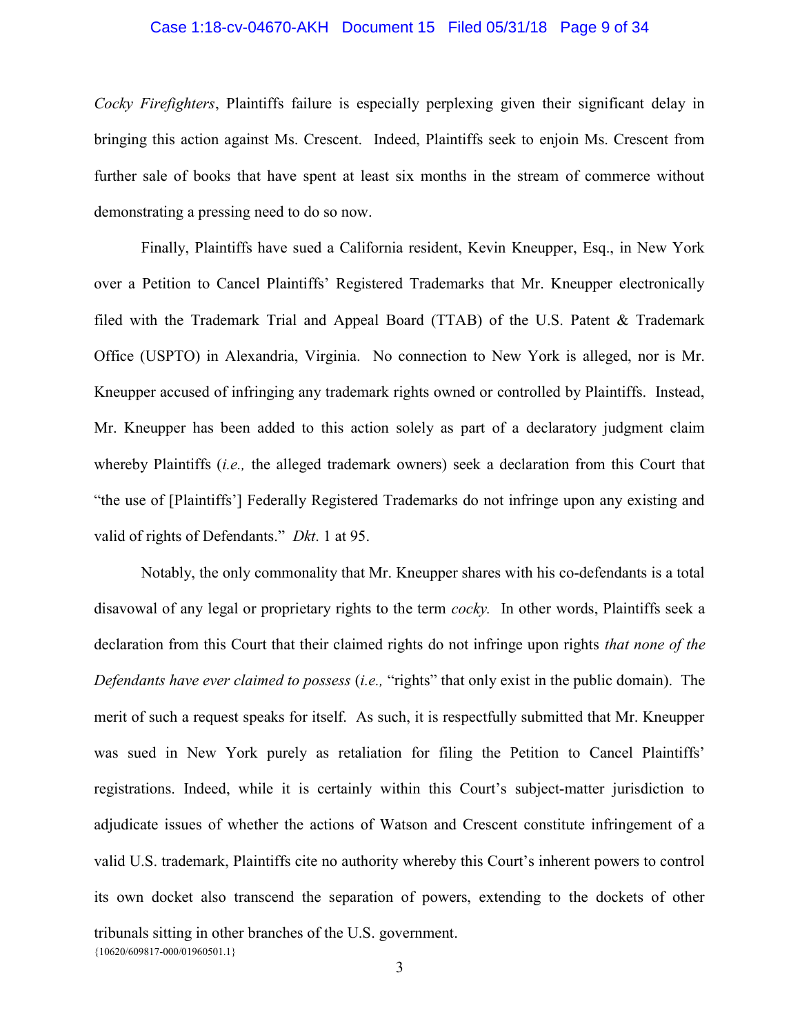*Cocky Firefighters*, Plaintiffs failure is especially perplexing given their significant delay in bringing this action against Ms. Crescent. Indeed, Plaintiffs seek to enjoin Ms. Crescent from further sale of books that have spent at least six months in the stream of commerce without demonstrating a pressing need to do so now.

Finally, Plaintiffs have sued a California resident, Kevin Kneupper, Esq., in New York over a Petition to Cancel Plaintiffs' Registered Trademarks that Mr. Kneupper electronically filed with the Trademark Trial and Appeal Board (TTAB) of the U.S. Patent & Trademark Office (USPTO) in Alexandria, Virginia. No connection to New York is alleged, nor is Mr. Kneupper accused of infringing any trademark rights owned or controlled by Plaintiffs. Instead, Mr. Kneupper has been added to this action solely as part of a declaratory judgment claim whereby Plaintiffs (*i.e.,* the alleged trademark owners) seek a declaration from this Court that "the use of [Plaintiffs'] Federally Registered Trademarks do not infringe upon any existing and valid of rights of Defendants." *Dkt*. 1 at 95.

Notably, the only commonality that Mr. Kneupper shares with his co-defendants is a total disavowal of any legal or proprietary rights to the term *cocky.* In other words, Plaintiffs seek a declaration from this Court that their claimed rights do not infringe upon rights *that none of the Defendants have ever claimed to possess* (*i.e.,* "rights" that only exist in the public domain). The merit of such a request speaks for itself. As such, it is respectfully submitted that Mr. Kneupper was sued in New York purely as retaliation for filing the Petition to Cancel Plaintiffs' registrations. Indeed, while it is certainly within this Court's subject-matter jurisdiction to adjudicate issues of whether the actions of Watson and Crescent constitute infringement of a valid U.S. trademark, Plaintiffs cite no authority whereby this Court's inherent powers to control its own docket also transcend the separation of powers, extending to the dockets of other tribunals sitting in other branches of the U.S. government.

{10620/609817-000/01960501.1}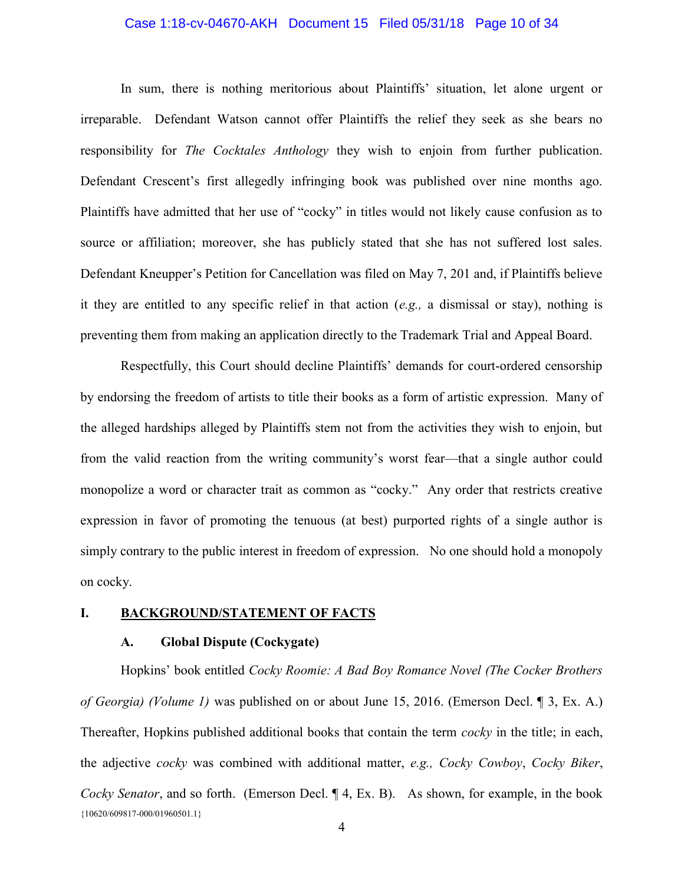In sum, there is nothing meritorious about Plaintiffs' situation, let alone urgent or irreparable. Defendant Watson cannot offer Plaintiffs the relief they seek as she bears no responsibility for *The Cocktales Anthology* they wish to enjoin from further publication. Defendant Crescent's first allegedly infringing book was published over nine months ago. Plaintiffs have admitted that her use of "cocky" in titles would not likely cause confusion as to source or affiliation; moreover, she has publicly stated that she has not suffered lost sales. Defendant Kneupper's Petition for Cancellation was filed on May 7, 201 and, if Plaintiffs believe it they are entitled to any specific relief in that action (*e.g.,* a dismissal or stay), nothing is preventing them from making an application directly to the Trademark Trial and Appeal Board.

Respectfully, this Court should decline Plaintiffs' demands for court-ordered censorship by endorsing the freedom of artists to title their books as a form of artistic expression. Many of the alleged hardships alleged by Plaintiffs stem not from the activities they wish to enjoin, but from the valid reaction from the writing community's worst fear—that a single author could monopolize a word or character trait as common as "cocky." Any order that restricts creative expression in favor of promoting the tenuous (at best) purported rights of a single author is simply contrary to the public interest in freedom of expression. No one should hold a monopoly on cocky.

## I. BACKGROUND/STATEMENT OF FACTS

### A. Global Dispute (Cockygate)

Hopkins' book entitled *Cocky Roomie: A Bad Boy Romance Novel (The Cocker Brothers of Georgia) (Volume 1)* was published on or about June 15, 2016. (Emerson Decl. ¶ 3, Ex. A.) Thereafter, Hopkins published additional books that contain the term *cocky* in the title; in each, the adjective *cocky* was combined with additional matter, *e.g., Cocky Cowboy*, *Cocky Biker*, *Cocky Senator*, and so forth. (Emerson Decl. ¶ 4, Ex. B). As shown, for example, in the book

{10620/609817-000/01960501.1}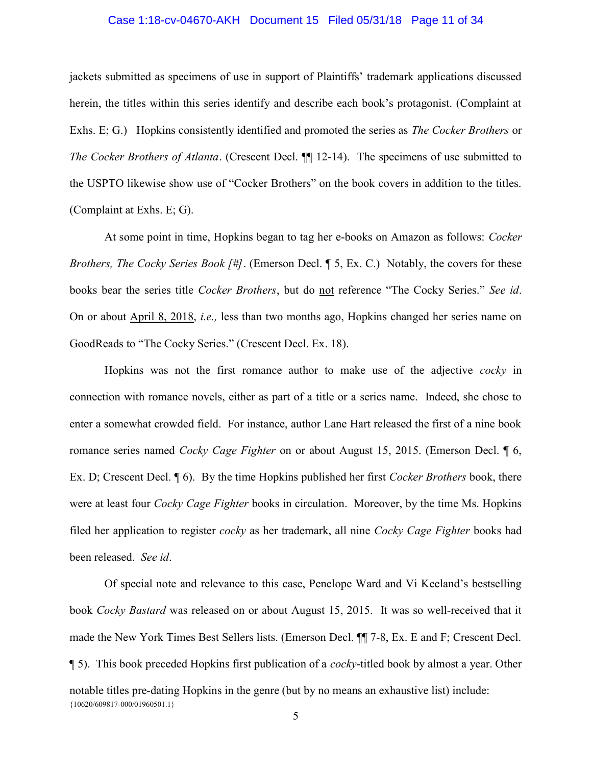jackets submitted as specimens of use in support of Plaintiffs' trademark applications discussed herein, the titles within this series identify and describe each book's protagonist. (Complaint at Exhs. E; G.) Hopkins consistently identified and promoted the series as *The Cocker Brothers* or *The Cocker Brothers of Atlanta*. (Crescent Decl. ¶¶ 12-14). The specimens of use submitted to the USPTO likewise show use of "Cocker Brothers" on the book covers in addition to the titles. (Complaint at Exhs. E; G).

At some point in time, Hopkins began to tag her e-books on Amazon as follows: *Cocker Brothers, The Cocky Series Book [#]*. (Emerson Decl. ¶ 5, Ex. C.) Notably, the covers for these books bear the series title *Cocker Brothers*, but do <u>not</u> reference "The Cocky Series." *See id*. On or about <u>April 8, 2018</u>, *i.e.,* less than two months ago, Hopkins changed her series name on GoodReads to "The Cocky Series." (Crescent Decl. Ex. 18).

Hopkins was not the first romance author to make use of the adjective *cocky* in connection with romance novels, either as part of a title or a series name. Indeed, she chose to enter a somewhat crowded field. For instance, author Lane Hart released the first of a nine book romance series named *Cocky Cage Fighter* on or about August 15, 2015. (Emerson Decl. ¶ 6, Ex. D; Crescent Decl. ¶ 6). By the time Hopkins published her first *Cocker Brothers* book, there were at least four *Cocky Cage Fighter* books in circulation. Moreover, by the time Ms. Hopkins filed her application to register *cocky* as her trademark, all nine *Cocky Cage Fighter* books had been released. *See id*.

Of special note and relevance to this case, Penelope Ward and Vi Keeland's bestselling book *Cocky Bastard* was released on or about August 15, 2015. It was so well-received that it made the New York Times Best Sellers lists. (Emerson Decl. ¶¶ 7-8, Ex. E and F; Crescent Decl. ¶ 5). This book preceded Hopkins first publication of a *cocky*-titled book by almost a year. Other notable titles pre-dating Hopkins in the genre (but by no means an exhaustive list) include:

{10620/609817-000/01960501.1}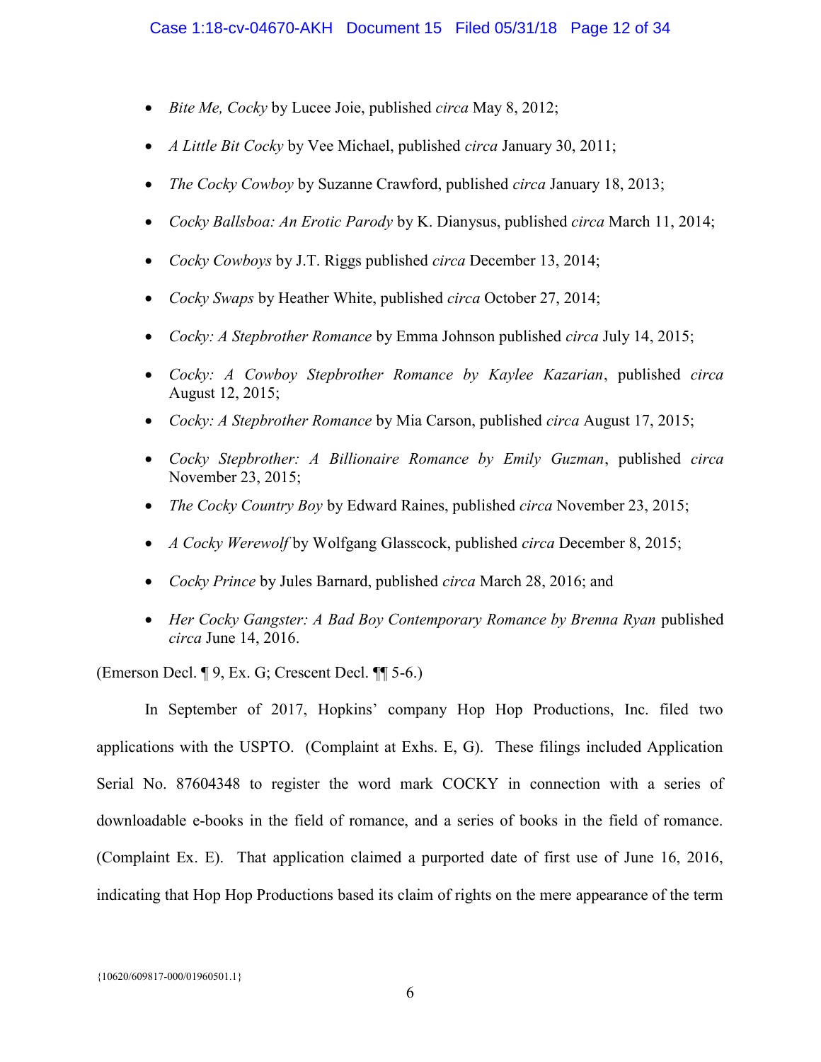- *Bite Me, Cocky* by Lucee Joie, published *circa* May 8, 2012;
- *A Little Bit Cocky* by Vee Michael, published *circa* January 30, 2011;
- *The Cocky Cowboy* by Suzanne Crawford, published *circa* January 18, 2013;
- *Cocky Ballsboa: An Erotic Parody* by K. Dianysus, published *circa* March 11, 2014;
- *Cocky Cowboys* by J.T. Riggs published *circa* December 13, 2014;
- *Cocky Swaps* by Heather White, published *circa* October 27, 2014;
- *Cocky: A Stepbrother Romance* by Emma Johnson published *circa* July 14, 2015;
- *Cocky: A Cowboy Stepbrother Romance by Kaylee Kazarian*, published *circa* August 12, 2015;
- *Cocky: A Stepbrother Romance* by Mia Carson, published *circa* August 17, 2015;
- *Cocky Stepbrother: A Billionaire Romance by Emily Guzman*, published *circa* November 23, 2015;
- *The Cocky Country Boy* by Edward Raines, published *circa* November 23, 2015;
- *A Cocky Werewolf* by Wolfgang Glasscock, published *circa* December 8, 2015;
- *Cocky Prince* by Jules Barnard, published *circa* March 28, 2016; and
- *Her Cocky Gangster: A Bad Boy Contemporary Romance by Brenna Ryan* published *circa* June 14, 2016.

(Emerson Decl. ¶ 9, Ex. G; Crescent Decl. ¶¶ 5-6.)

In September of 2017, Hopkins' company Hop Hop Productions, Inc. filed two applications with the USPTO. (Complaint at Exhs. E, G). These filings included Application Serial No. 87604348 to register the word mark COCKY in connection with a series of downloadable e-books in the field of romance, and a series of books in the field of romance. (Complaint Ex. E). That application claimed a purported date of first use of June 16, 2016, indicating that Hop Hop Productions based its claim of rights on the mere appearance of the term

{10620/609817-000/01960501.1}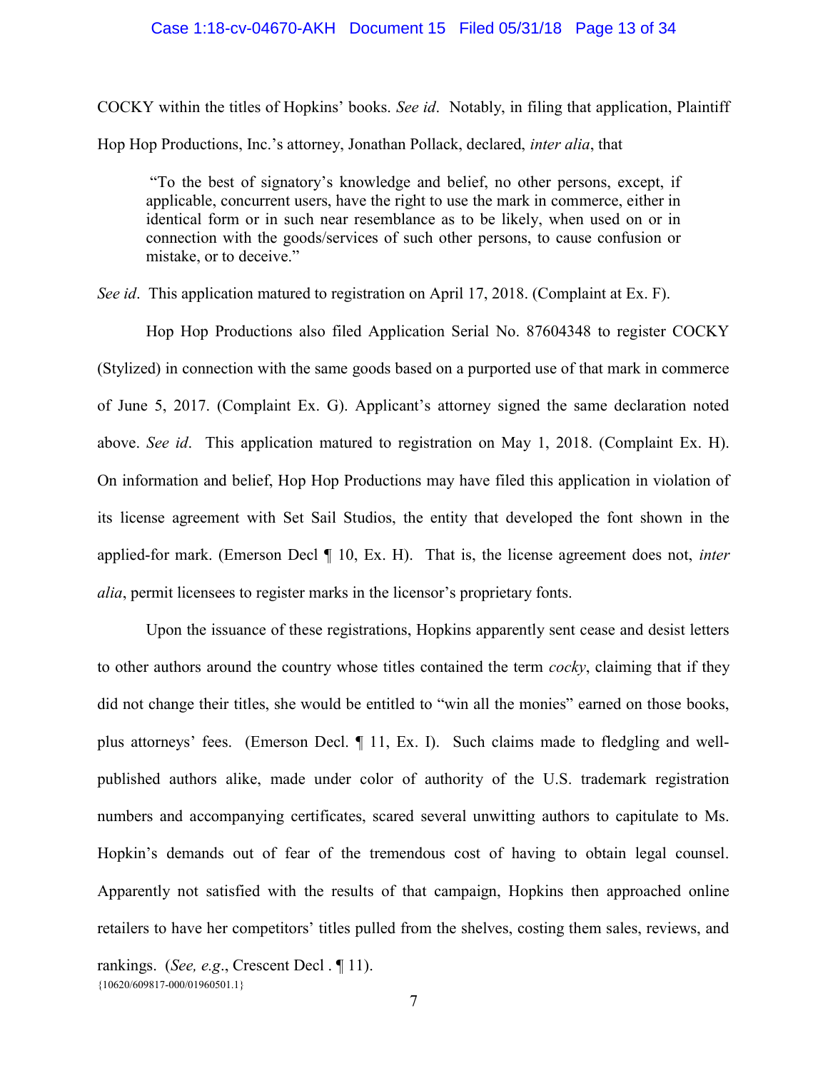COCKY within the titles of Hopkins' books. *See id*. Notably, in filing that application, Plaintiff Hop Hop Productions, Inc.'s attorney, Jonathan Pollack, declared, *inter alia*, that

> "To the best of signatory's knowledge and belief, no other persons, except, if applicable, concurrent users, have the right to use the mark in commerce, either in identical form or in such near resemblance as to be likely, when used on or in connection with the goods/services of such other persons, to cause confusion or mistake, or to deceive."

*See id*. This application matured to registration on April 17, 2018. (Complaint at Ex. F).

Hop Hop Productions also filed Application Serial No. 87604348 to register COCKY (Stylized) in connection with the same goods based on a purported use of that mark in commerce of June 5, 2017. (Complaint Ex. G). Applicant's attorney signed the same declaration noted above. *See id*. This application matured to registration on May 1, 2018. (Complaint Ex. H). On information and belief, Hop Hop Productions may have filed this application in violation of its license agreement with Set Sail Studios, the entity that developed the font shown in the applied-for mark. (Emerson Decl ¶ 10, Ex. H). That is, the license agreement does not, *inter alia*, permit licensees to register marks in the licensor's proprietary fonts.

Upon the issuance of these registrations, Hopkins apparently sent cease and desist letters to other authors around the country whose titles contained the term *cocky*, claiming that if they did not change their titles, she would be entitled to "win all the monies" earned on those books, plus attorneys' fees. (Emerson Decl. ¶ 11, Ex. I). Such claims made to fledgling and well-published authors alike, made under color of authority of the U.S. trademark registration numbers and accompanying certificates, scared several unwitting authors to capitulate to Ms. Hopkin's demands out of fear of the tremendous cost of having to obtain legal counsel. Apparently not satisfied with the results of that campaign, Hopkins then approached online retailers to have her competitors' titles pulled from the shelves, costing them sales, reviews, and rankings. (*See, e.g.*, Crescent Decl . ¶ 11).

{10620/609817-000/01960501.1}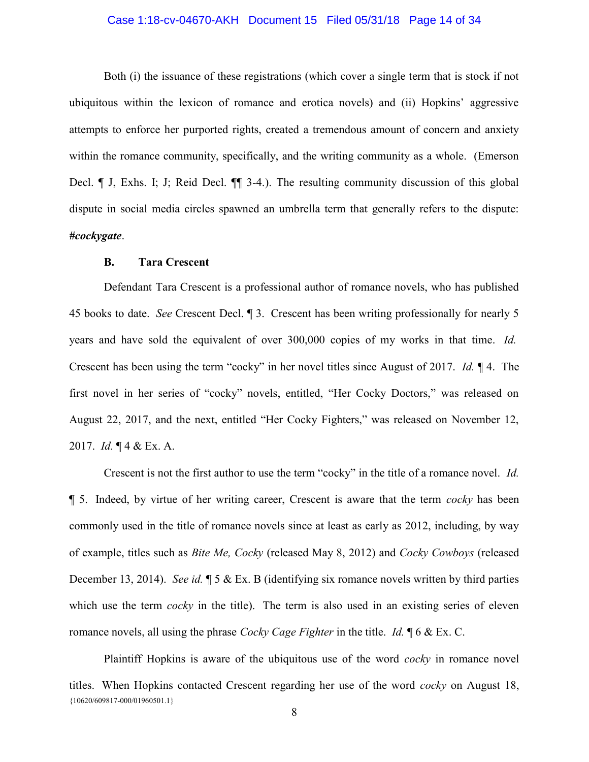Both (i) the issuance of these registrations (which cover a single term that is stock if not ubiquitous within the lexicon of romance and erotica novels) and (ii) Hopkins' aggressive attempts to enforce her purported rights, created a tremendous amount of concern and anxiety within the romance community, specifically, and the writing community as a whole. (Emerson Decl. ¶ J, Exhs. I; J; Reid Decl. ¶¶ 3-4.). The resulting community discussion of this global dispute in social media circles spawned an umbrella term that generally refers to the dispute: ***#cockygate***.

**B. Tara Crescent**

Defendant Tara Crescent is a professional author of romance novels, who has published 45 books to date. *See* Crescent Decl. ¶ 3. Crescent has been writing professionally for nearly 5 years and have sold the equivalent of over 300,000 copies of my works in that time. *Id.* Crescent has been using the term "cocky" in her novel titles since August of 2017. *Id.* ¶ 4. The first novel in her series of "cocky" novels, entitled, "Her Cocky Doctors," was released on August 22, 2017, and the next, entitled "Her Cocky Fighters," was released on November 12, 2017. *Id.* ¶ 4 & Ex. A.

Crescent is not the first author to use the term "cocky" in the title of a romance novel. *Id.* ¶ 5. Indeed, by virtue of her writing career, Crescent is aware that the term *cocky* has been commonly used in the title of romance novels since at least as early as 2012, including, by way of example, titles such as *Bite Me, Cocky* (released May 8, 2012) and *Cocky Cowboys* (released December 13, 2014). *See id.* ¶ 5 & Ex. B (identifying six romance novels written by third parties which use the term *cocky* in the title). The term is also used in an existing series of eleven romance novels, all using the phrase *Cocky Cage Fighter* in the title. *Id.* ¶ 6 & Ex. C.

Plaintiff Hopkins is aware of the ubiquitous use of the word *cocky* in romance novel titles. When Hopkins contacted Crescent regarding her use of the word *cocky* on August 18,

{10620/609817-000/01960501.1}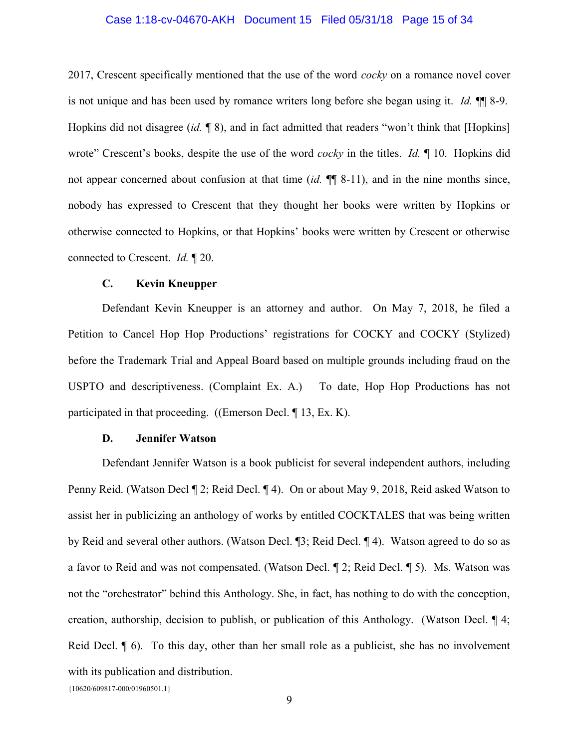2017, Crescent specifically mentioned that the use of the word *cocky* on a romance novel cover is not unique and has been used by romance writers long before she began using it. *Id.* ¶¶ 8-9. Hopkins did not disagree (*id.* ¶ 8), and in fact admitted that readers "won't think that [Hopkins] wrote" Crescent's books, despite the use of the word *cocky* in the titles. *Id.* ¶ 10. Hopkins did not appear concerned about confusion at that time (*id.* ¶¶ 8-11), and in the nine months since, nobody has expressed to Crescent that they thought her books were written by Hopkins or otherwise connected to Hopkins, or that Hopkins' books were written by Crescent or otherwise connected to Crescent. *Id.* ¶ 20.

### C. Kevin Kneupper

Defendant Kevin Kneupper is an attorney and author. On May 7, 2018, he filed a Petition to Cancel Hop Hop Productions' registrations for COCKY and COCKY (Stylized) before the Trademark Trial and Appeal Board based on multiple grounds including fraud on the USPTO and descriptiveness. (Complaint Ex. A.) To date, Hop Hop Productions has not participated in that proceeding. ((Emerson Decl. ¶ 13, Ex. K).

### D. Jennifer Watson

Defendant Jennifer Watson is a book publicist for several independent authors, including Penny Reid. (Watson Decl ¶ 2; Reid Decl. ¶ 4). On or about May 9, 2018, Reid asked Watson to assist her in publicizing an anthology of works by entitled COCKTALES that was being written by Reid and several other authors. (Watson Decl. ¶3; Reid Decl. ¶ 4). Watson agreed to do so as a favor to Reid and was not compensated. (Watson Decl. ¶ 2; Reid Decl. ¶ 5). Ms. Watson was not the "orchestrator" behind this Anthology. She, in fact, has nothing to do with the conception, creation, authorship, decision to publish, or publication of this Anthology. (Watson Decl. ¶ 4; Reid Decl. ¶ 6). To this day, other than her small role as a publicist, she has no involvement with its publication and distribution.

{10620/609817-000/01960501.1}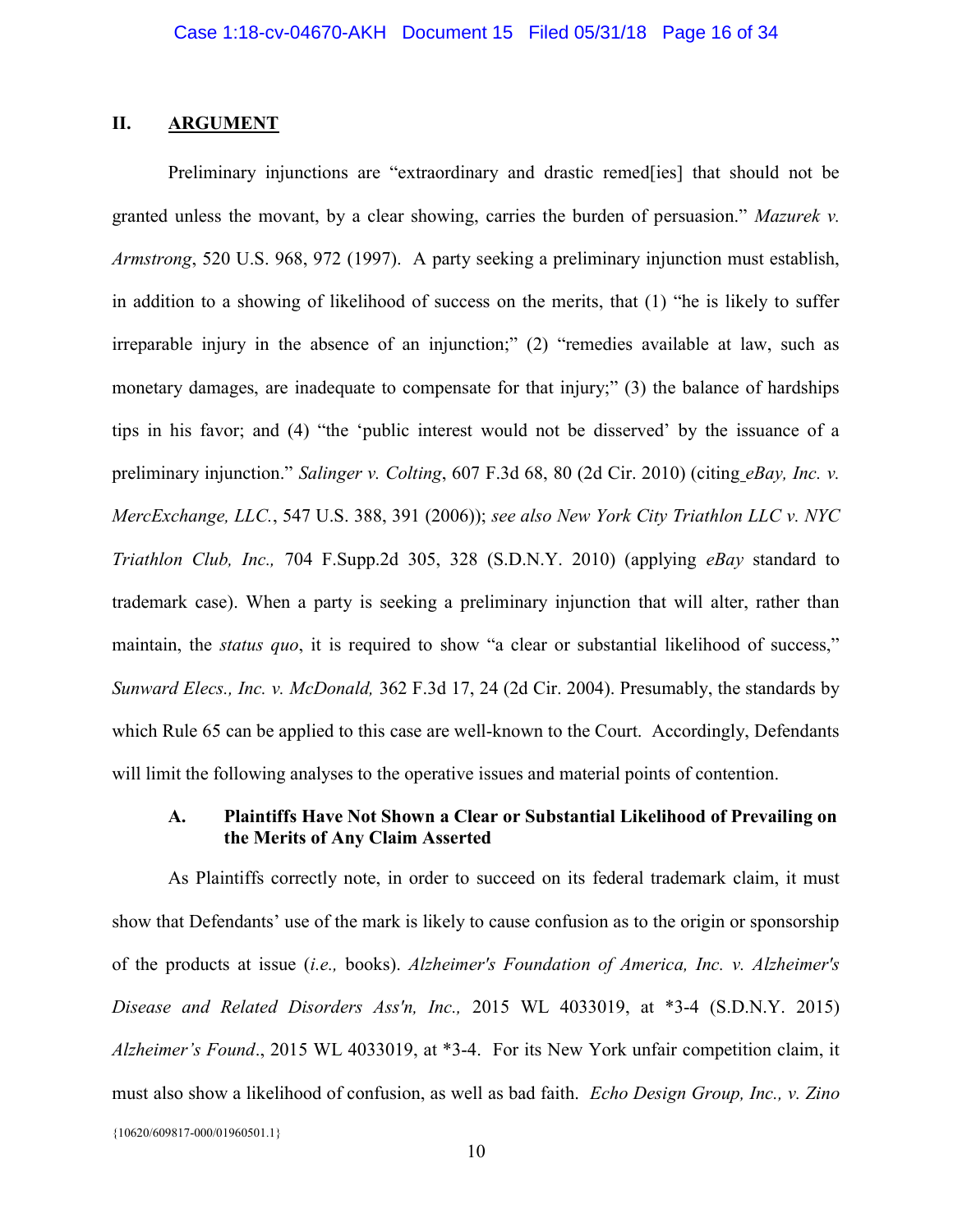## II. ARGUMENT

Preliminary injunctions are "extraordinary and drastic remed[ies] that should not be granted unless the movant, by a clear showing, carries the burden of persuasion." *Mazurek v. Armstrong*, 520 U.S. 968, 972 (1997). A party seeking a preliminary injunction must establish, in addition to a showing of likelihood of success on the merits, that (1) "he is likely to suffer irreparable injury in the absence of an injunction;" (2) "remedies available at law, such as monetary damages, are inadequate to compensate for that injury;" (3) the balance of hardships tips in his favor; and (4) "the 'public interest would not be disserved' by the issuance of a preliminary injunction." *Salinger v. Colting*, 607 F.3d 68, 80 (2d Cir. 2010) (citing *eBay, Inc. v. MercExchange, LLC.*, 547 U.S. 388, 391 (2006)); *see also New York City Triathlon LLC v. NYC Triathlon Club, Inc.,* 704 F.Supp.2d 305, 328 (S.D.N.Y. 2010) (applying *eBay* standard to trademark case). When a party is seeking a preliminary injunction that will alter, rather than maintain, the *status quo*, it is required to show "a clear or substantial likelihood of success," *Sunward Elecs., Inc. v. McDonald,* 362 F.3d 17, 24 (2d Cir. 2004). Presumably, the standards by which Rule 65 can be applied to this case are well-known to the Court. Accordingly, Defendants will limit the following analyses to the operative issues and material points of contention.

### A. Plaintiffs Have Not Shown a Clear or Substantial Likelihood of Prevailing on the Merits of Any Claim Asserted

As Plaintiffs correctly note, in order to succeed on its federal trademark claim, it must show that Defendants' use of the mark is likely to cause confusion as to the origin or sponsorship of the products at issue (*i.e.,* books). *Alzheimer's Foundation of America, Inc. v. Alzheimer's Disease and Related Disorders Ass'n, Inc.,* 2015 WL 4033019, at \*3-4 (S.D.N.Y. 2015) *Alzheimer's Found*., 2015 WL 4033019, at \*3-4. For its New York unfair competition claim, it must also show a likelihood of confusion, as well as bad faith. *Echo Design Group, Inc., v. Zino*

{10620/609817-000/01960501.1}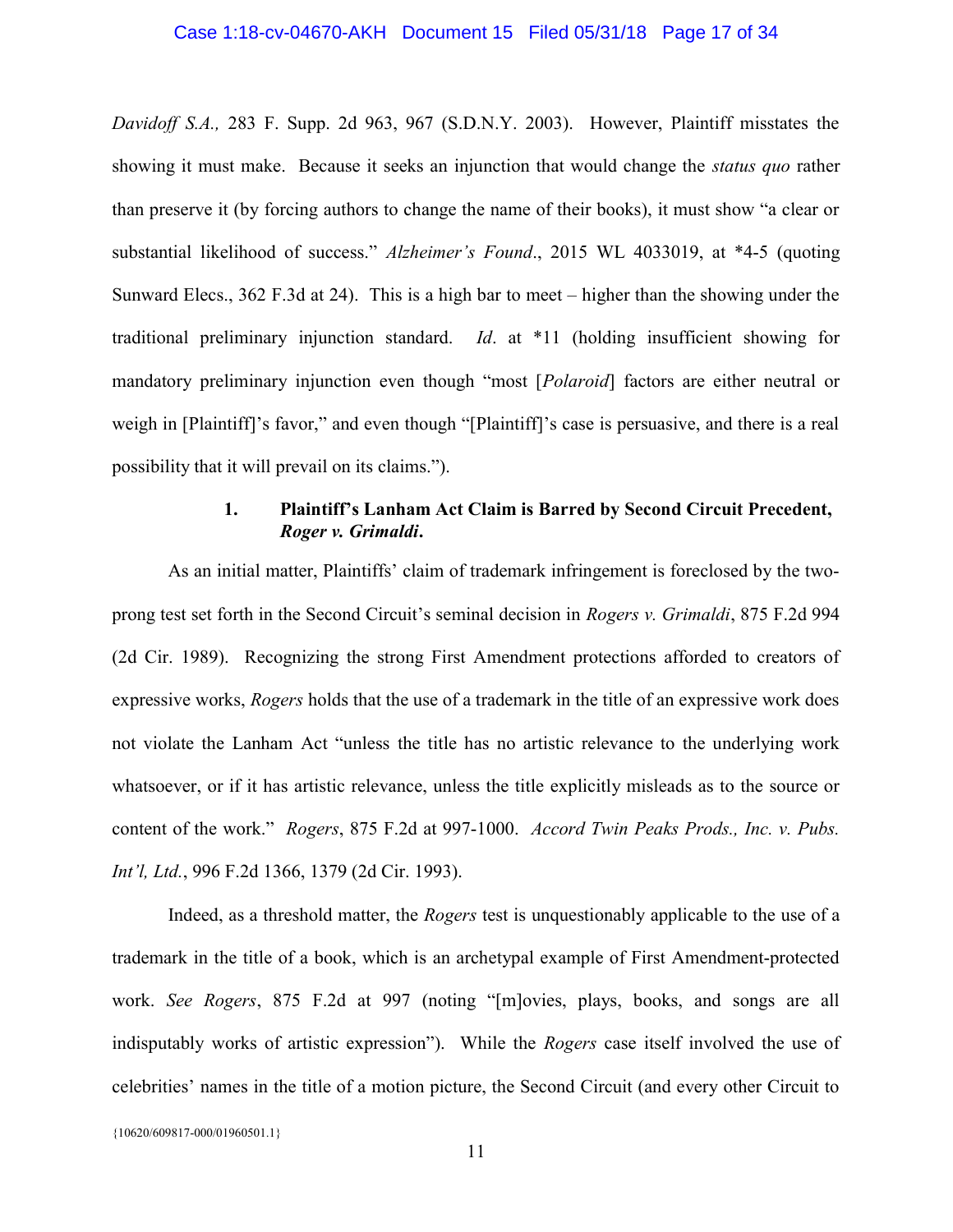*Davidoff S.A.,* 283 F. Supp. 2d 963, 967 (S.D.N.Y. 2003). However, Plaintiff misstates the showing it must make. Because it seeks an injunction that would change the *status quo* rather than preserve it (by forcing authors to change the name of their books), it must show "a clear or substantial likelihood of success." *Alzheimer's Found*., 2015 WL 4033019, at *4-5 (quoting Sunward Elecs., 362 F.3d at 24). This is a high bar to meet – higher than the showing under the traditional preliminary injunction standard. *Id*. at *11 (holding insufficient showing for mandatory preliminary injunction even though "most [*Polaroid*] factors are either neutral or weigh in [Plaintiff]'s favor," and even though "[Plaintiff]'s case is persuasive, and there is a real possibility that it will prevail on its claims.").

### 1. Plaintiff's Lanham Act Claim is Barred by Second Circuit Precedent, *Roger v. Grimaldi*.

As an initial matter, Plaintiffs' claim of trademark infringement is foreclosed by the two-prong test set forth in the Second Circuit's seminal decision in *Rogers v. Grimaldi*, 875 F.2d 994 (2d Cir. 1989). Recognizing the strong First Amendment protections afforded to creators of expressive works, *Rogers* holds that the use of a trademark in the title of an expressive work does not violate the Lanham Act "unless the title has no artistic relevance to the underlying work whatsoever, or if it has artistic relevance, unless the title explicitly misleads as to the source or content of the work." *Rogers*, 875 F.2d at 997-1000. *Accord Twin Peaks Prods., Inc. v. Pubs. Int'l, Ltd.*, 996 F.2d 1366, 1379 (2d Cir. 1993).

Indeed, as a threshold matter, the *Rogers* test is unquestionably applicable to the use of a trademark in the title of a book, which is an archetypal example of First Amendment-protected work. *See Rogers*, 875 F.2d at 997 (noting "[m]ovies, plays, books, and songs are all indisputably works of artistic expression"). While the *Rogers* case itself involved the use of celebrities' names in the title of a motion picture, the Second Circuit (and every other Circuit to

{10620/609817-000/01960501.1}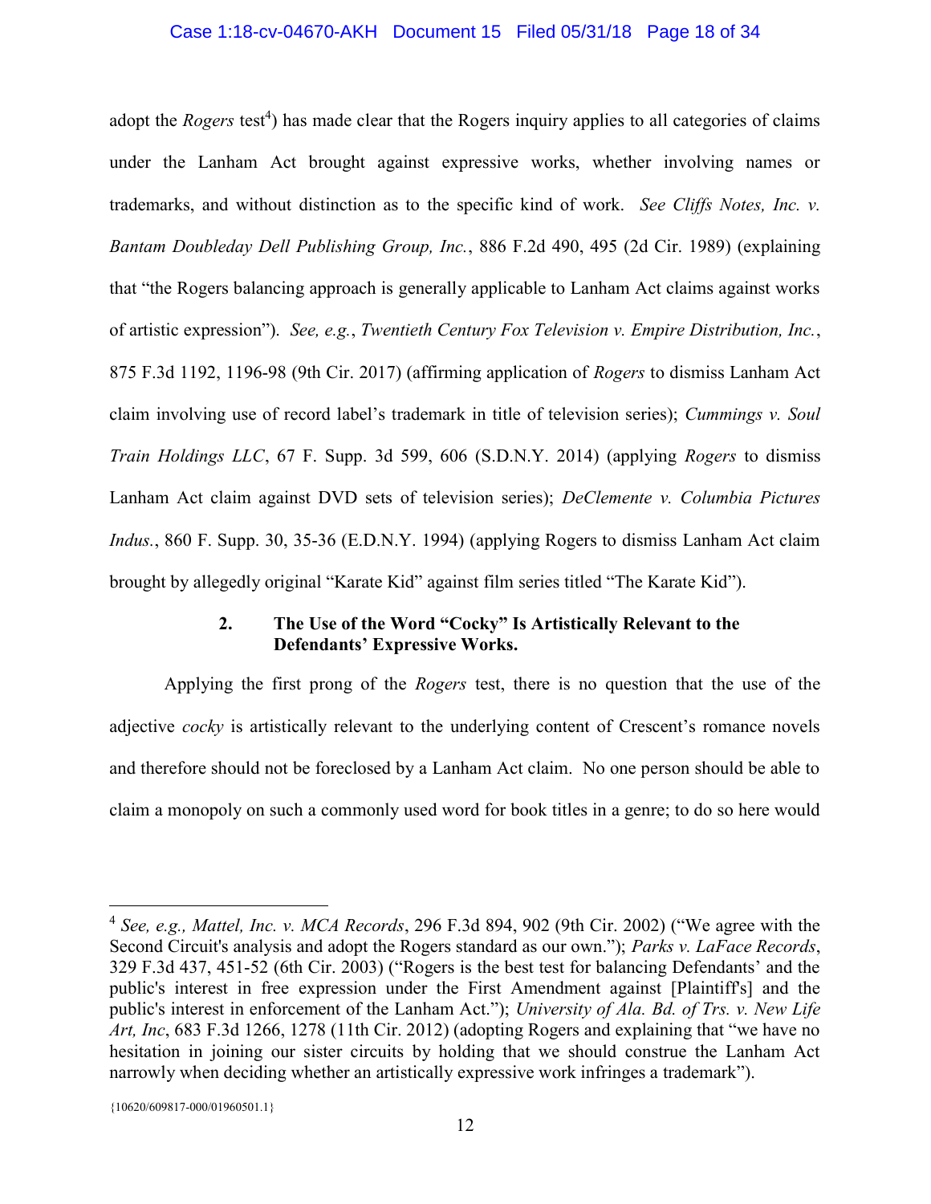adopt the *Rogers* test[4]) has made clear that the Rogers inquiry applies to all categories of claims under the Lanham Act brought against expressive works, whether involving names or trademarks, and without distinction as to the specific kind of work. *See Cliffs Notes, Inc. v. Bantam Doubleday Dell Publishing Group, Inc.*, 886 F.2d 490, 495 (2d Cir. 1989) (explaining that "the Rogers balancing approach is generally applicable to Lanham Act claims against works of artistic expression"). *See, e.g.*, *Twentieth Century Fox Television v. Empire Distribution, Inc.*, 875 F.3d 1192, 1196-98 (9th Cir. 2017) (affirming application of *Rogers* to dismiss Lanham Act claim involving use of record label's trademark in title of television series); *Cummings v. Soul Train Holdings LLC*, 67 F. Supp. 3d 599, 606 (S.D.N.Y. 2014) (applying *Rogers* to dismiss Lanham Act claim against DVD sets of television series); *DeClemente v. Columbia Pictures Indus.*, 860 F. Supp. 30, 35-36 (E.D.N.Y. 1994) (applying Rogers to dismiss Lanham Act claim brought by allegedly original "Karate Kid" against film series titled "The Karate Kid").

### 2. The Use of the Word "Cocky" Is Artistically Relevant to the Defendants' Expressive Works.

Applying the first prong of the *Rogers* test, there is no question that the use of the adjective *cocky* is artistically relevant to the underlying content of Crescent's romance novels and therefore should not be foreclosed by a Lanham Act claim. No one person should be able to claim a monopoly on such a commonly used word for book titles in a genre; to do so here would

---

[4] *See, e.g., Mattel, Inc. v. MCA Records*, 296 F.3d 894, 902 (9th Cir. 2002) ("We agree with the Second Circuit's analysis and adopt the Rogers standard as our own."); *Parks v. LaFace Records*, 329 F.3d 437, 451-52 (6th Cir. 2003) ("Rogers is the best test for balancing Defendants' and the public's interest in free expression under the First Amendment against [Plaintiff's] and the public's interest in enforcement of the Lanham Act."); *University of Ala. Bd. of Trs. v. New Life Art, Inc*, 683 F.3d 1266, 1278 (11th Cir. 2012) (adopting Rogers and explaining that "we have no hesitation in joining our sister circuits by holding that we should construe the Lanham Act narrowly when deciding whether an artistically expressive work infringes a trademark").

{10620/609817-000/01960501.1}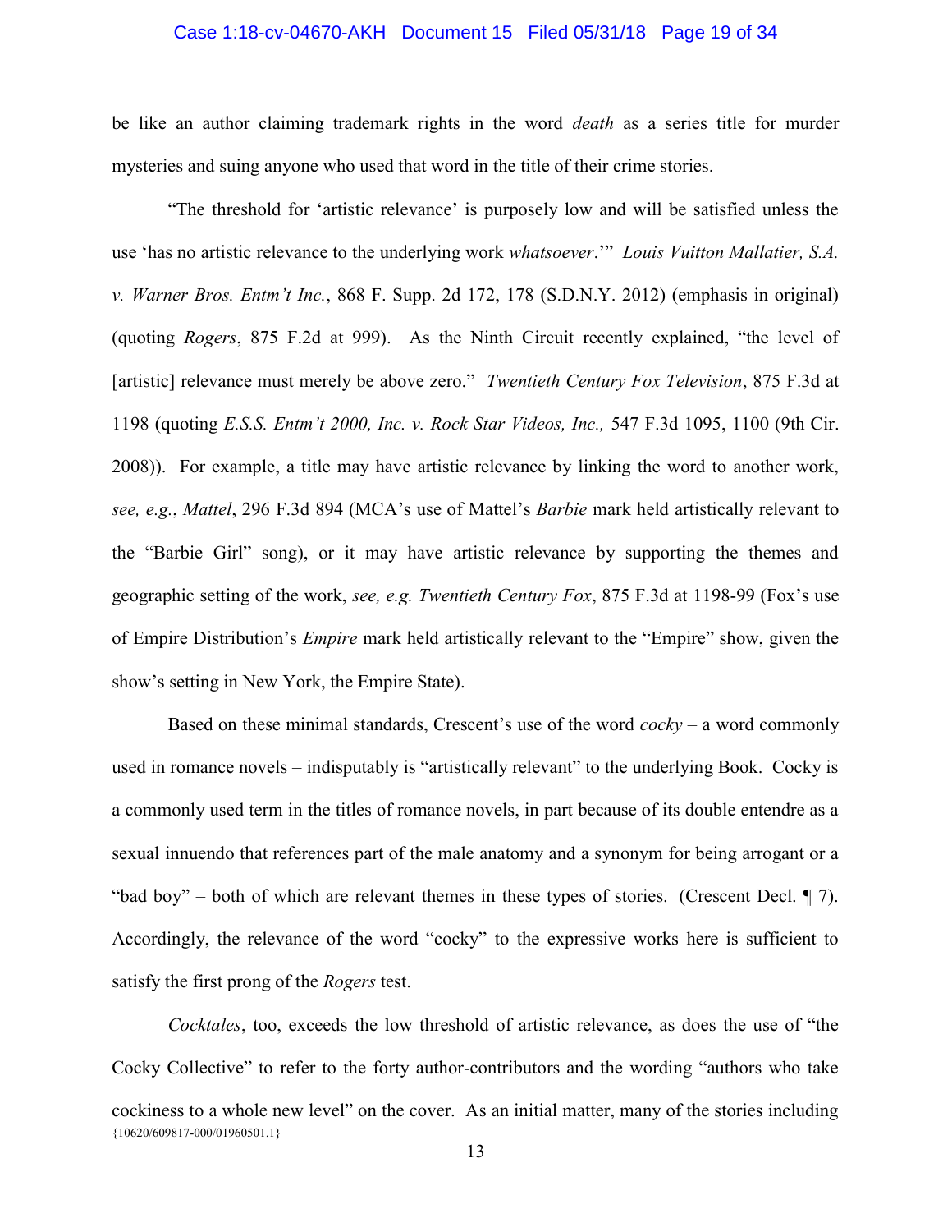be like an author claiming trademark rights in the word *death* as a series title for murder mysteries and suing anyone who used that word in the title of their crime stories.

"The threshold for 'artistic relevance' is purposely low and will be satisfied unless the use 'has no artistic relevance to the underlying work *whatsoever*.'" *Louis Vuitton Mallatier, S.A. v. Warner Bros. Entm't Inc.*, 868 F. Supp. 2d 172, 178 (S.D.N.Y. 2012) (emphasis in original) (quoting *Rogers*, 875 F.2d at 999). As the Ninth Circuit recently explained, "the level of [artistic] relevance must merely be above zero." *Twentieth Century Fox Television*, 875 F.3d at 1198 (quoting *E.S.S. Entm't 2000, Inc. v. Rock Star Videos, Inc.,* 547 F.3d 1095, 1100 (9th Cir. 2008)). For example, a title may have artistic relevance by linking the word to another work, *see, e.g.*, *Mattel*, 296 F.3d 894 (MCA's use of Mattel's *Barbie* mark held artistically relevant to the "Barbie Girl" song), or it may have artistic relevance by supporting the themes and geographic setting of the work, *see, e.g. Twentieth Century Fox*, 875 F.3d at 1198-99 (Fox's use of Empire Distribution's *Empire* mark held artistically relevant to the "Empire" show, given the show's setting in New York, the Empire State).

Based on these minimal standards, Crescent's use of the word *cocky* – a word commonly used in romance novels – indisputably is "artistically relevant" to the underlying Book. Cocky is a commonly used term in the titles of romance novels, in part because of its double entendre as a sexual innuendo that references part of the male anatomy and a synonym for being arrogant or a "bad boy" – both of which are relevant themes in these types of stories. (Crescent Decl. ¶ 7). Accordingly, the relevance of the word "cocky" to the expressive works here is sufficient to satisfy the first prong of the *Rogers* test.

*Cocktales*, too, exceeds the low threshold of artistic relevance, as does the use of "the Cocky Collective" to refer to the forty author-contributors and the wording "authors who take cockiness to a whole new level" on the cover. As an initial matter, many of the stories including

{10620/609817-000/01960501.1}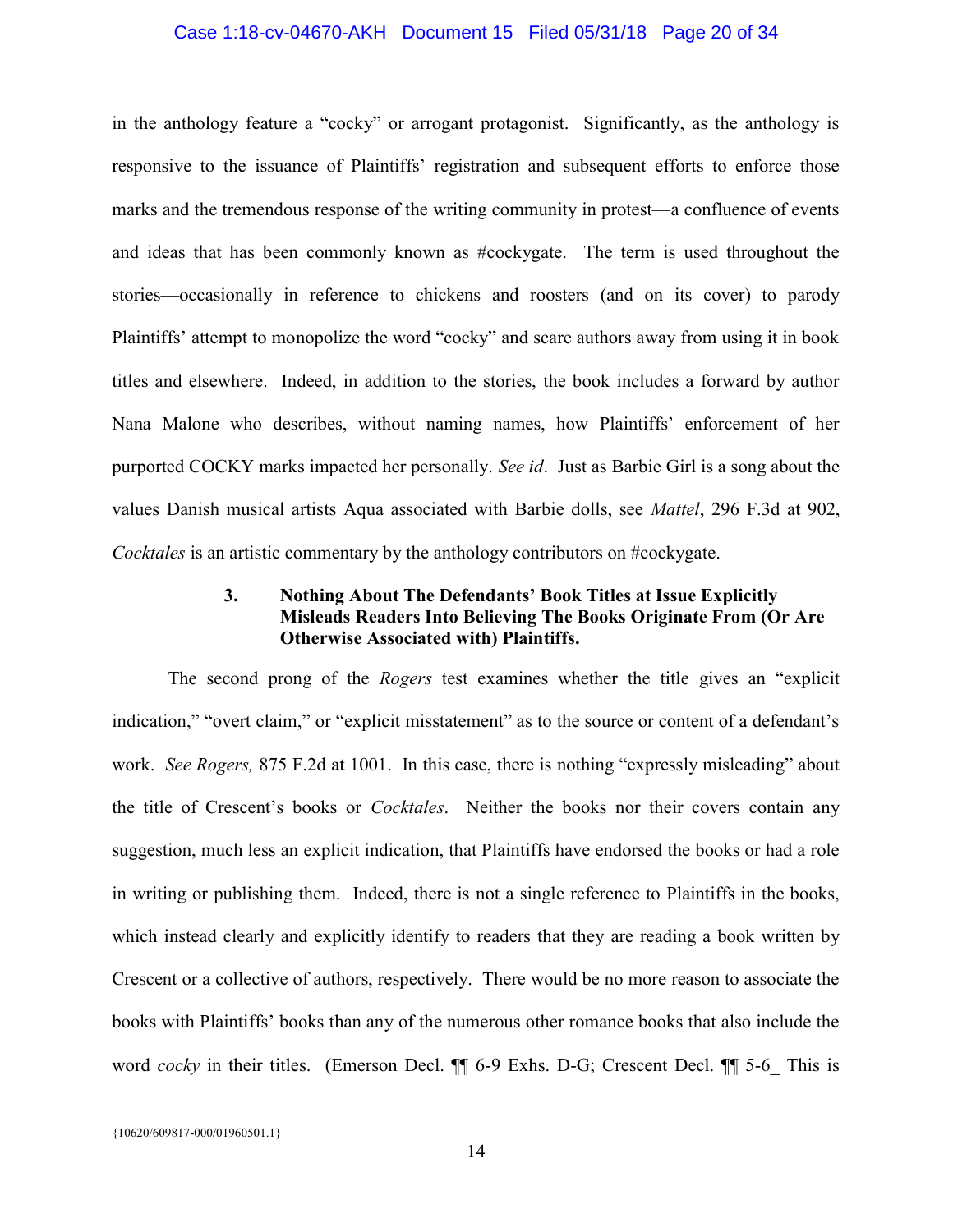in the anthology feature a "cocky" or arrogant protagonist. Significantly, as the anthology is responsive to the issuance of Plaintiffs' registration and subsequent efforts to enforce those marks and the tremendous response of the writing community in protest—a confluence of events and ideas that has been commonly known as #cockygate. The term is used throughout the stories—occasionally in reference to chickens and roosters (and on its cover) to parody Plaintiffs' attempt to monopolize the word "cocky" and scare authors away from using it in book titles and elsewhere. Indeed, in addition to the stories, the book includes a forward by author Nana Malone who describes, without naming names, how Plaintiffs' enforcement of her purported COCKY marks impacted her personally. *See id*. Just as Barbie Girl is a song about the values Danish musical artists Aqua associated with Barbie dolls, see *Mattel*, 296 F.3d at 902, *Cocktales* is an artistic commentary by the anthology contributors on #cockygate.

### 3. Nothing About The Defendants' Book Titles at Issue Explicitly Misleads Readers Into Believing The Books Originate From (Or Are Otherwise Associated with) Plaintiffs.

The second prong of the *Rogers* test examines whether the title gives an "explicit indication," "overt claim," or "explicit misstatement" as to the source or content of a defendant's work. *See Rogers,* 875 F.2d at 1001. In this case, there is nothing "expressly misleading" about the title of Crescent's books or *Cocktales*. Neither the books nor their covers contain any suggestion, much less an explicit indication, that Plaintiffs have endorsed the books or had a role in writing or publishing them. Indeed, there is not a single reference to Plaintiffs in the books, which instead clearly and explicitly identify to readers that they are reading a book written by Crescent or a collective of authors, respectively. There would be no more reason to associate the books with Plaintiffs' books than any of the numerous other romance books that also include the word *cocky* in their titles. (Emerson Decl. ¶¶ 6-9 Exhs. D-G; Crescent Decl. ¶¶ 5-6_ This is

{10620/609817-000/01960501.1}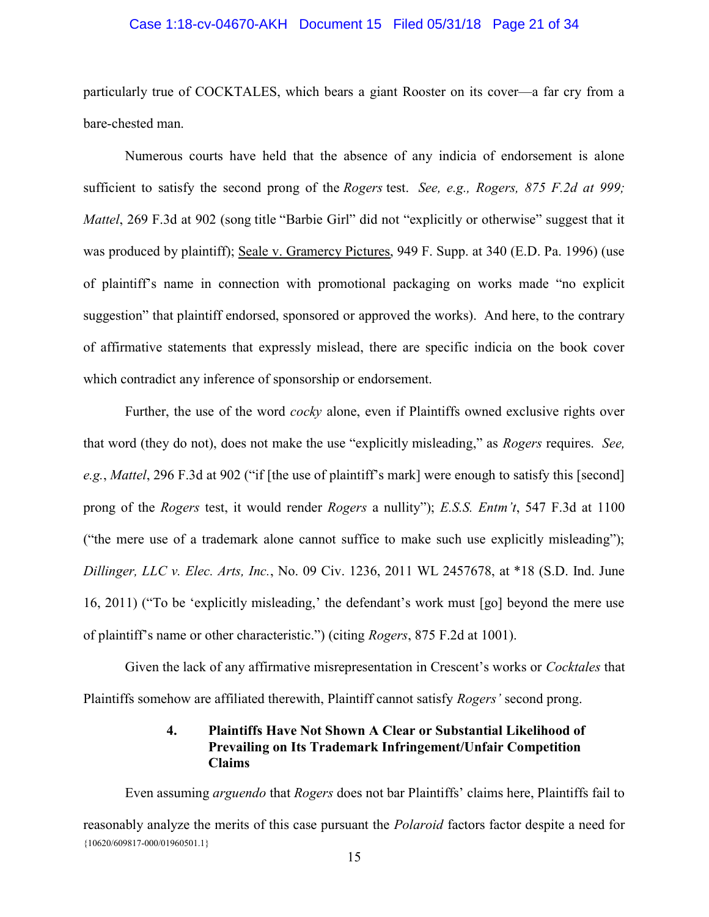particularly true of COCKTALES, which bears a giant Rooster on its cover—a far cry from a bare-chested man.

Numerous courts have held that the absence of any indicia of endorsement is alone sufficient to satisfy the second prong of the *Rogers* test. *See, e.g., Rogers, 875 F.2d at 999; Mattel*, 269 F.3d at 902 (song title "Barbie Girl" did not "explicitly or otherwise" suggest that it was produced by plaintiff); Seale v. Gramercy Pictures, 949 F. Supp. at 340 (E.D. Pa. 1996) (use of plaintiff's name in connection with promotional packaging on works made "no explicit suggestion" that plaintiff endorsed, sponsored or approved the works). And here, to the contrary of affirmative statements that expressly mislead, there are specific indicia on the book cover which contradict any inference of sponsorship or endorsement.

Further, the use of the word *cocky* alone, even if Plaintiffs owned exclusive rights over that word (they do not), does not make the use "explicitly misleading," as *Rogers* requires. *See, e.g.*, *Mattel*, 296 F.3d at 902 ("if [the use of plaintiff's mark] were enough to satisfy this [second] prong of the *Rogers* test, it would render *Rogers* a nullity"); *E.S.S. Entm't*, 547 F.3d at 1100 ("the mere use of a trademark alone cannot suffice to make such use explicitly misleading"); *Dillinger, LLC v. Elec. Arts, Inc.*, No. 09 Civ. 1236, 2011 WL 2457678, at *18 (S.D. Ind. June 16, 2011) ("To be 'explicitly misleading,' the defendant's work must [go] beyond the mere use of plaintiff's name or other characteristic.") (citing *Rogers*, 875 F.2d at 1001).

Given the lack of any affirmative misrepresentation in Crescent's works or *Cocktales* that Plaintiffs somehow are affiliated therewith, Plaintiff cannot satisfy *Rogers'* second prong.

#### 4. Plaintiffs Have Not Shown A Clear or Substantial Likelihood of Prevailing on Its Trademark Infringement/Unfair Competition Claims

Even assuming *arguendo* that *Rogers* does not bar Plaintiffs' claims here, Plaintiffs fail to reasonably analyze the merits of this case pursuant the *Polaroid* factors factor despite a need for

{10620/609817-000/01960501.1}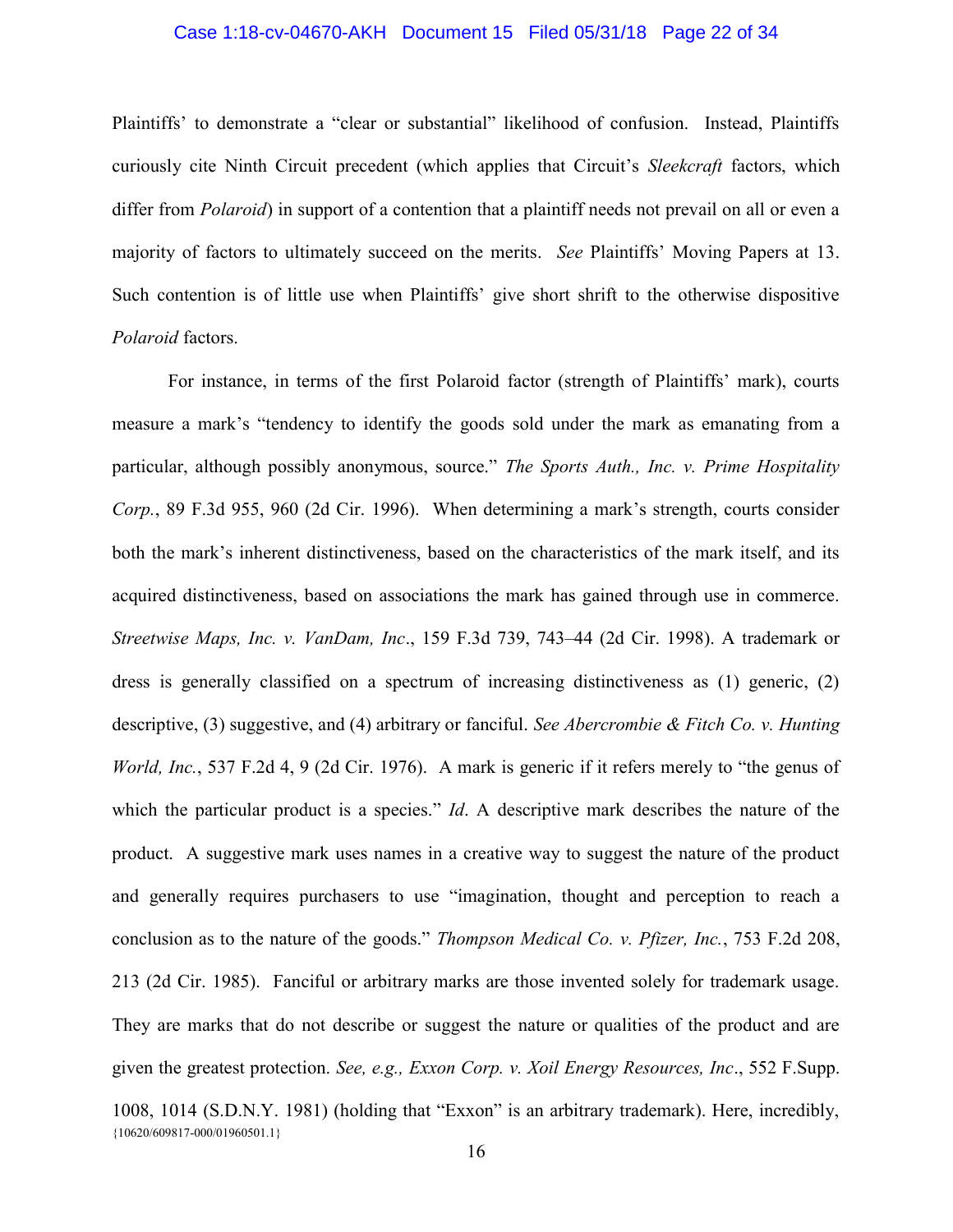Plaintiffs' to demonstrate a "clear or substantial" likelihood of confusion. Instead, Plaintiffs curiously cite Ninth Circuit precedent (which applies that Circuit's *Sleekcraft* factors, which differ from *Polaroid*) in support of a contention that a plaintiff needs not prevail on all or even a majority of factors to ultimately succeed on the merits. *See* Plaintiffs' Moving Papers at 13. Such contention is of little use when Plaintiffs' give short shrift to the otherwise dispositive *Polaroid* factors.

For instance, in terms of the first Polaroid factor (strength of Plaintiffs' mark), courts measure a mark's "tendency to identify the goods sold under the mark as emanating from a particular, although possibly anonymous, source." *The Sports Auth., Inc. v. Prime Hospitality Corp.*, 89 F.3d 955, 960 (2d Cir. 1996). When determining a mark's strength, courts consider both the mark's inherent distinctiveness, based on the characteristics of the mark itself, and its acquired distinctiveness, based on associations the mark has gained through use in commerce. *Streetwise Maps, Inc. v. VanDam, Inc*., 159 F.3d 739, 743–44 (2d Cir. 1998). A trademark or dress is generally classified on a spectrum of increasing distinctiveness as (1) generic, (2) descriptive, (3) suggestive, and (4) arbitrary or fanciful. *See Abercrombie & Fitch Co. v. Hunting World, Inc.*, 537 F.2d 4, 9 (2d Cir. 1976). A mark is generic if it refers merely to "the genus of which the particular product is a species." *Id*. A descriptive mark describes the nature of the product. A suggestive mark uses names in a creative way to suggest the nature of the product and generally requires purchasers to use "imagination, thought and perception to reach a conclusion as to the nature of the goods." *Thompson Medical Co. v. Pfizer, Inc.*, 753 F.2d 208, 213 (2d Cir. 1985). Fanciful or arbitrary marks are those invented solely for trademark usage. They are marks that do not describe or suggest the nature or qualities of the product and are given the greatest protection. *See, e.g., Exxon Corp. v. Xoil Energy Resources, Inc*., 552 F.Supp. 1008, 1014 (S.D.N.Y. 1981) (holding that "Exxon" is an arbitrary trademark). Here, incredibly,

{10620/609817-000/01960501.1}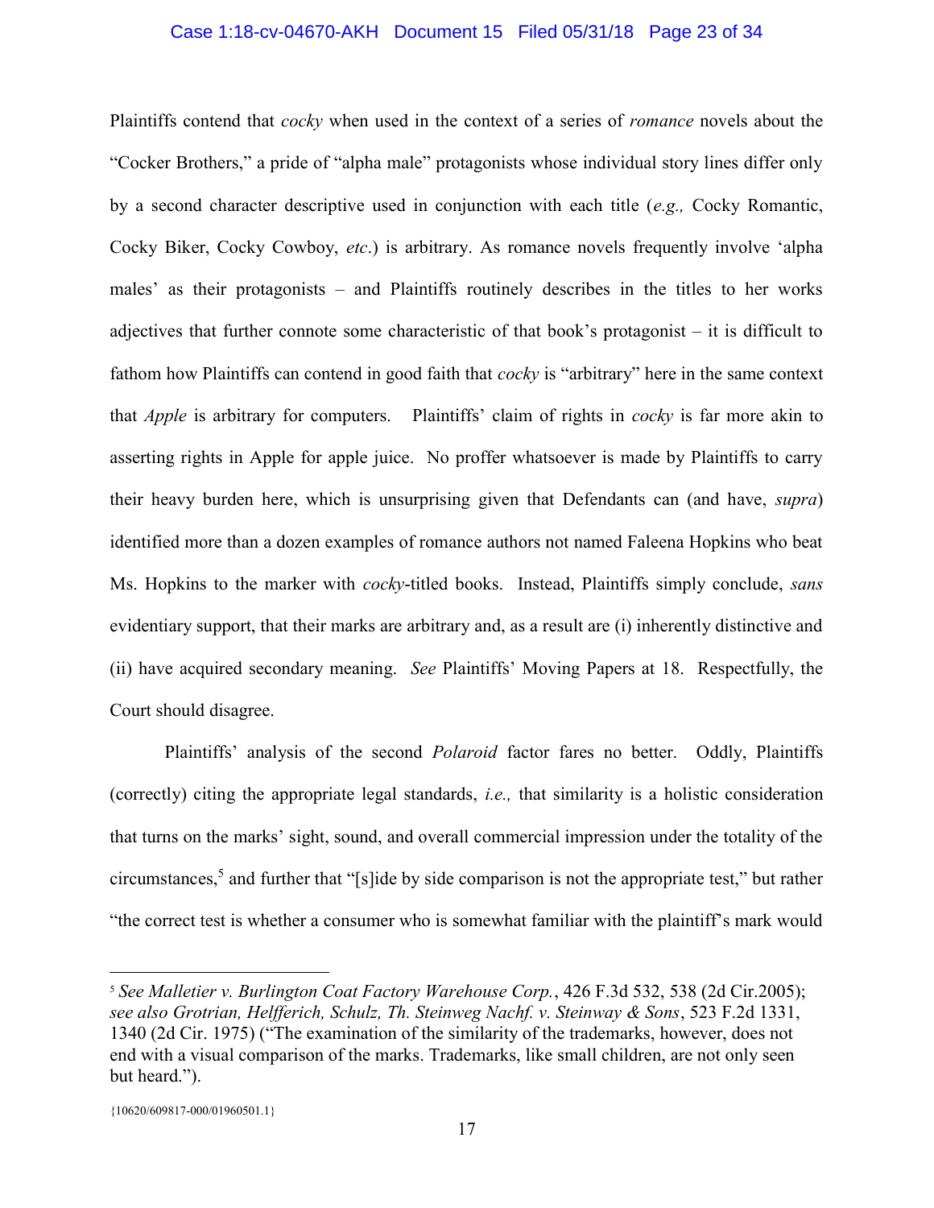Plaintiffs contend that *cocky* when used in the context of a series of *romance* novels about the "Cocker Brothers," a pride of "alpha male" protagonists whose individual story lines differ only by a second character descriptive used in conjunction with each title (*e.g.,* Cocky Romantic, Cocky Biker, Cocky Cowboy, *etc*.) is arbitrary. As romance novels frequently involve 'alpha males' as their protagonists – and Plaintiffs routinely describes in the titles to her works adjectives that further connote some characteristic of that book's protagonist – it is difficult to fathom how Plaintiffs can contend in good faith that *cocky* is "arbitrary" here in the same context that *Apple* is arbitrary for computers. Plaintiffs' claim of rights in *cocky* is far more akin to asserting rights in Apple for apple juice. No proffer whatsoever is made by Plaintiffs to carry their heavy burden here, which is unsurprising given that Defendants can (and have, *supra*) identified more than a dozen examples of romance authors not named Faleena Hopkins who beat Ms. Hopkins to the marker with *cocky*-titled books. Instead, Plaintiffs simply conclude, *sans* evidentiary support, that their marks are arbitrary and, as a result are (i) inherently distinctive and (ii) have acquired secondary meaning. *See* Plaintiffs' Moving Papers at 18. Respectfully, the Court should disagree.

Plaintiffs' analysis of the second *Polaroid* factor fares no better. Oddly, Plaintiffs (correctly) citing the appropriate legal standards, *i.e.,* that similarity is a holistic consideration that turns on the marks' sight, sound, and overall commercial impression under the totality of the circumstances,[5] and further that "[s]ide by side comparison is not the appropriate test," but rather "the correct test is whether a consumer who is somewhat familiar with the plaintiff's mark would

---

[5] *See Malletier v. Burlington Coat Factory Warehouse Corp.*, 426 F.3d 532, 538 (2d Cir.2005); *see also Grotrian, Helfferich, Schulz, Th. Steinweg Nachf. v. Steinway & Sons*, 523 F.2d 1331, 1340 (2d Cir. 1975) ("The examination of the similarity of the trademarks, however, does not end with a visual comparison of the marks. Trademarks, like small children, are not only seen but heard.").

{10620/609817-000/01960501.1}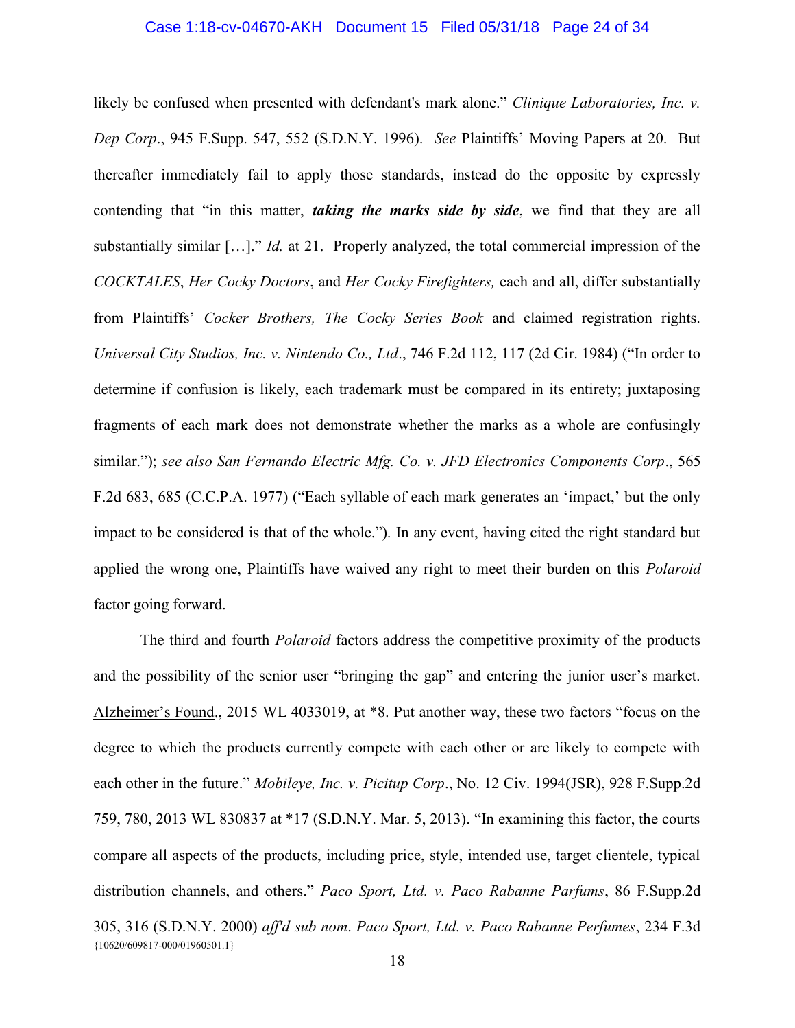likely be confused when presented with defendant's mark alone." *Clinique Laboratories, Inc. v. Dep Corp*., 945 F.Supp. 547, 552 (S.D.N.Y. 1996). *See* Plaintiffs' Moving Papers at 20. But thereafter immediately fail to apply those standards, instead do the opposite by expressly contending that "in this matter, ***taking the marks side by side***, we find that they are all substantially similar […]." *Id.* at 21. Properly analyzed, the total commercial impression of the *COCKTALES*, *Her Cocky Doctors*, and *Her Cocky Firefighters,* each and all, differ substantially from Plaintiffs' *Cocker Brothers, The Cocky Series Book* and claimed registration rights. *Universal City Studios, Inc. v. Nintendo Co., Ltd*., 746 F.2d 112, 117 (2d Cir. 1984) ("In order to determine if confusion is likely, each trademark must be compared in its entirety; juxtaposing fragments of each mark does not demonstrate whether the marks as a whole are confusingly similar."); *see also San Fernando Electric Mfg. Co. v. JFD Electronics Components Corp*., 565 F.2d 683, 685 (C.C.P.A. 1977) ("Each syllable of each mark generates an 'impact,' but the only impact to be considered is that of the whole."). In any event, having cited the right standard but applied the wrong one, Plaintiffs have waived any right to meet their burden on this *Polaroid* factor going forward.

The third and fourth *Polaroid* factors address the competitive proximity of the products and the possibility of the senior user "bringing the gap" and entering the junior user's market. Alzheimer's Found., 2015 WL 4033019, at *8. Put another way, these two factors "focus on the degree to which the products currently compete with each other or are likely to compete with each other in the future." *Mobileye, Inc. v. Picitup Corp*., No. 12 Civ. 1994(JSR), 928 F.Supp.2d 759, 780, 2013 WL 830837 at *17 (S.D.N.Y. Mar. 5, 2013). "In examining this factor, the courts compare all aspects of the products, including price, style, intended use, target clientele, typical distribution channels, and others." *Paco Sport, Ltd. v. Paco Rabanne Parfums*, 86 F.Supp.2d 305, 316 (S.D.N.Y. 2000) *aff'd sub nom*. *Paco Sport, Ltd. v. Paco Rabanne Perfumes*, 234 F.3d

{10620/609817-000/01960501.1}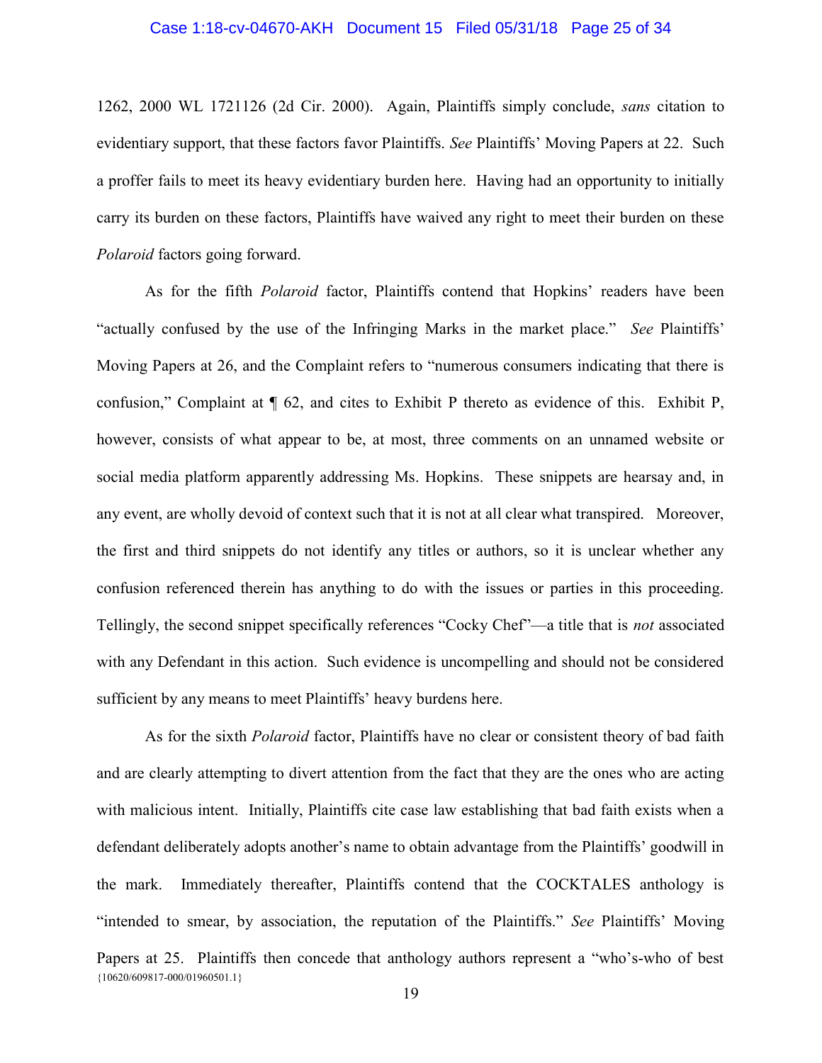1262, 2000 WL 1721126 (2d Cir. 2000). Again, Plaintiffs simply conclude, *sans* citation to evidentiary support, that these factors favor Plaintiffs. *See* Plaintiffs' Moving Papers at 22. Such a proffer fails to meet its heavy evidentiary burden here. Having had an opportunity to initially carry its burden on these factors, Plaintiffs have waived any right to meet their burden on these *Polaroid* factors going forward.

As for the fifth *Polaroid* factor, Plaintiffs contend that Hopkins' readers have been "actually confused by the use of the Infringing Marks in the market place." *See* Plaintiffs' Moving Papers at 26, and the Complaint refers to "numerous consumers indicating that there is confusion," Complaint at ¶ 62, and cites to Exhibit P thereto as evidence of this. Exhibit P, however, consists of what appear to be, at most, three comments on an unnamed website or social media platform apparently addressing Ms. Hopkins. These snippets are hearsay and, in any event, are wholly devoid of context such that it is not at all clear what transpired. Moreover, the first and third snippets do not identify any titles or authors, so it is unclear whether any confusion referenced therein has anything to do with the issues or parties in this proceeding. Tellingly, the second snippet specifically references "Cocky Chef"—a title that is *not* associated with any Defendant in this action. Such evidence is uncompelling and should not be considered sufficient by any means to meet Plaintiffs' heavy burdens here.

As for the sixth *Polaroid* factor, Plaintiffs have no clear or consistent theory of bad faith and are clearly attempting to divert attention from the fact that they are the ones who are acting with malicious intent. Initially, Plaintiffs cite case law establishing that bad faith exists when a defendant deliberately adopts another's name to obtain advantage from the Plaintiffs' goodwill in the mark. Immediately thereafter, Plaintiffs contend that the COCKTALES anthology is "intended to smear, by association, the reputation of the Plaintiffs." *See* Plaintiffs' Moving Papers at 25. Plaintiffs then concede that anthology authors represent a "who's-who of best

{10620/609817-000/01960501.1}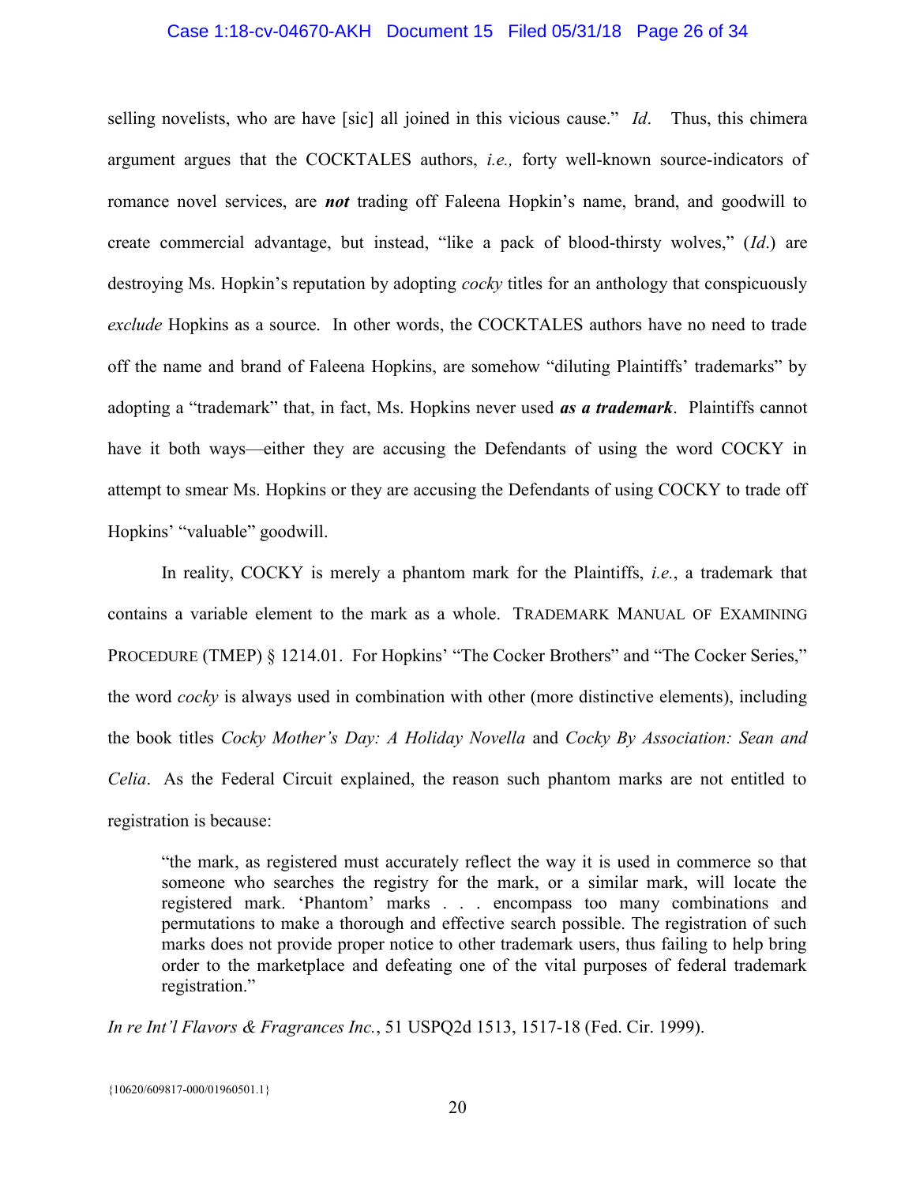selling novelists, who are have [sic] all joined in this vicious cause." *Id*. Thus, this chimera argument argues that the COCKTALES authors, *i.e.,* forty well-known source-indicators of romance novel services, are ***not*** trading off Faleena Hopkin's name, brand, and goodwill to create commercial advantage, but instead, "like a pack of blood-thirsty wolves," (*Id*.) are destroying Ms. Hopkin's reputation by adopting *cocky* titles for an anthology that conspicuously *exclude* Hopkins as a source. In other words, the COCKTALES authors have no need to trade off the name and brand of Faleena Hopkins, are somehow "diluting Plaintiffs' trademarks" by adopting a "trademark" that, in fact, Ms. Hopkins never used ***as a trademark***. Plaintiffs cannot have it both ways—either they are accusing the Defendants of using the word COCKY in attempt to smear Ms. Hopkins or they are accusing the Defendants of using COCKY to trade off Hopkins' "valuable" goodwill.

In reality, COCKY is merely a phantom mark for the Plaintiffs, *i.e.*, a trademark that contains a variable element to the mark as a whole. TRADEMARK MANUAL OF EXAMINING PROCEDURE (TMEP) § 1214.01. For Hopkins' "The Cocker Brothers" and "The Cocker Series," the word *cocky* is always used in combination with other (more distinctive elements), including the book titles *Cocky Mother's Day: A Holiday Novella* and *Cocky By Association: Sean and Celia*. As the Federal Circuit explained, the reason such phantom marks are not entitled to registration is because:

> "the mark, as registered must accurately reflect the way it is used in commerce so that someone who searches the registry for the mark, or a similar mark, will locate the registered mark. 'Phantom' marks . . . encompass too many combinations and permutations to make a thorough and effective search possible. The registration of such marks does not provide proper notice to other trademark users, thus failing to help bring order to the marketplace and defeating one of the vital purposes of federal trademark registration."

*In re Int'l Flavors & Fragrances Inc.*, 51 USPQ2d 1513, 1517-18 (Fed. Cir. 1999).

{10620/609817-000/01960501.1}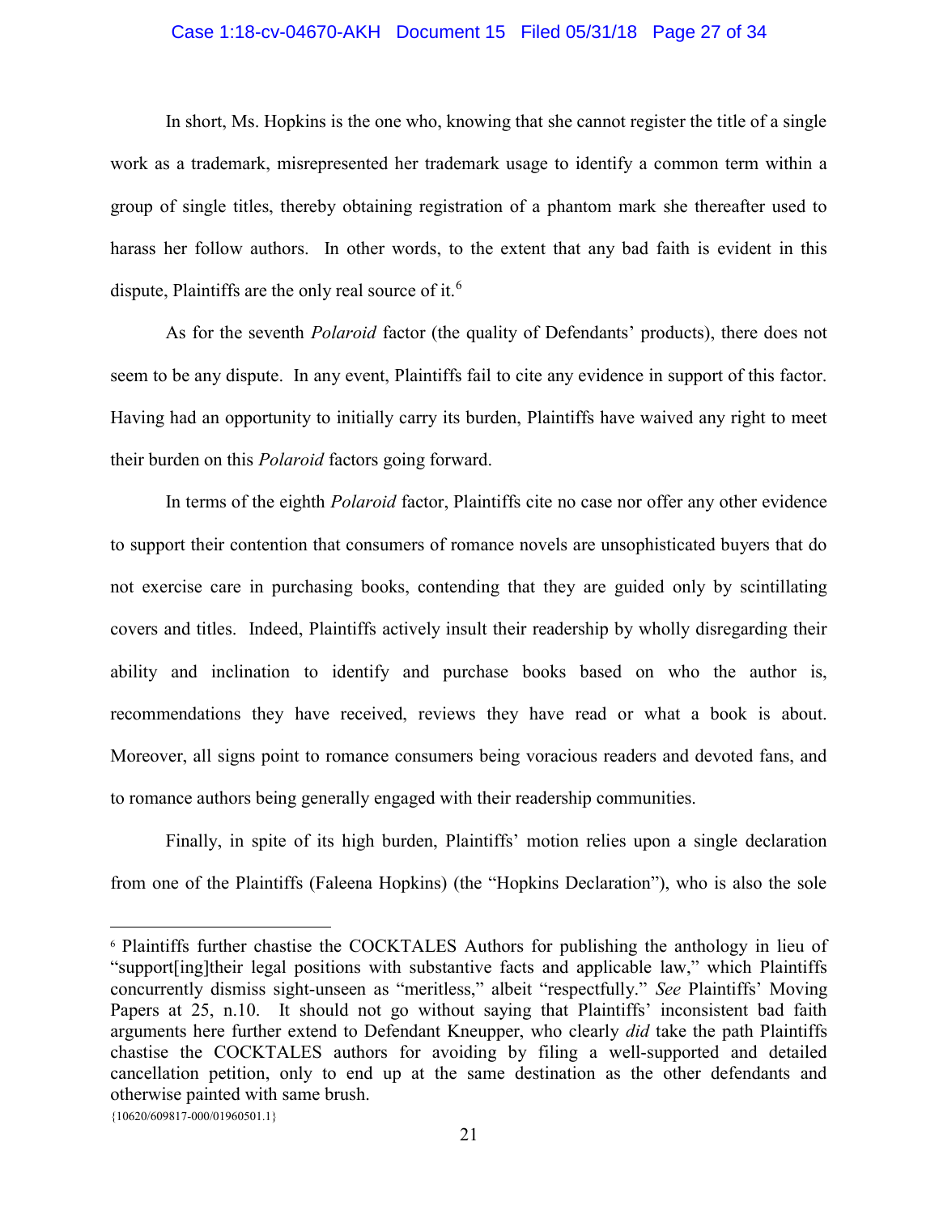In short, Ms. Hopkins is the one who, knowing that she cannot register the title of a single work as a trademark, misrepresented her trademark usage to identify a common term within a group of single titles, thereby obtaining registration of a phantom mark she thereafter used to harass her follow authors. In other words, to the extent that any bad faith is evident in this dispute, Plaintiffs are the only real source of it.[6]

As for the seventh *Polaroid* factor (the quality of Defendants' products), there does not seem to be any dispute. In any event, Plaintiffs fail to cite any evidence in support of this factor. Having had an opportunity to initially carry its burden, Plaintiffs have waived any right to meet their burden on this *Polaroid* factors going forward.

In terms of the eighth *Polaroid* factor, Plaintiffs cite no case nor offer any other evidence to support their contention that consumers of romance novels are unsophisticated buyers that do not exercise care in purchasing books, contending that they are guided only by scintillating covers and titles. Indeed, Plaintiffs actively insult their readership by wholly disregarding their ability and inclination to identify and purchase books based on who the author is, recommendations they have received, reviews they have read or what a book is about. Moreover, all signs point to romance consumers being voracious readers and devoted fans, and to romance authors being generally engaged with their readership communities.

Finally, in spite of its high burden, Plaintiffs' motion relies upon a single declaration from one of the Plaintiffs (Faleena Hopkins) (the "Hopkins Declaration"), who is also the sole

---

[6] Plaintiffs further chastise the COCKTALES Authors for publishing the anthology in lieu of "support[ing]their legal positions with substantive facts and applicable law," which Plaintiffs concurrently dismiss sight-unseen as "meritless," albeit "respectfully." *See* Plaintiffs' Moving Papers at 25, n.10. It should not go without saying that Plaintiffs' inconsistent bad faith arguments here further extend to Defendant Kneupper, who clearly *did* take the path Plaintiffs chastise the COCKTALES authors for avoiding by filing a well-supported and detailed cancellation petition, only to end up at the same destination as the other defendants and otherwise painted with same brush.

{10620/609817-000/01960501.1}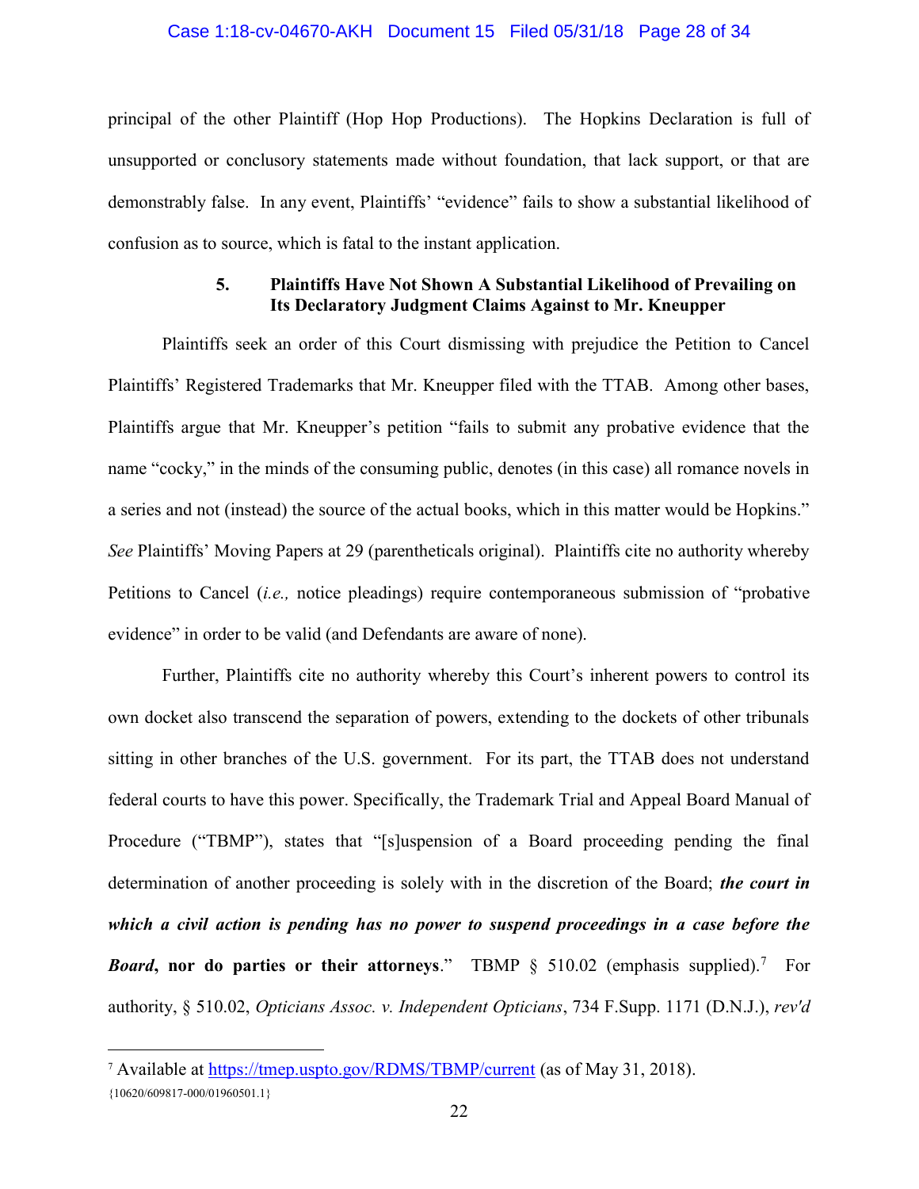principal of the other Plaintiff (Hop Hop Productions). The Hopkins Declaration is full of unsupported or conclusory statements made without foundation, that lack support, or that are demonstrably false. In any event, Plaintiffs' "evidence" fails to show a substantial likelihood of confusion as to source, which is fatal to the instant application.

### 5. Plaintiffs Have Not Shown A Substantial Likelihood of Prevailing on Its Declaratory Judgment Claims Against to Mr. Kneupper

Plaintiffs seek an order of this Court dismissing with prejudice the Petition to Cancel Plaintiffs' Registered Trademarks that Mr. Kneupper filed with the TTAB. Among other bases, Plaintiffs argue that Mr. Kneupper's petition "fails to submit any probative evidence that the name "cocky," in the minds of the consuming public, denotes (in this case) all romance novels in a series and not (instead) the source of the actual books, which in this matter would be Hopkins." *See* Plaintiffs' Moving Papers at 29 (parentheticals original). Plaintiffs cite no authority whereby Petitions to Cancel (*i.e.,* notice pleadings) require contemporaneous submission of "probative evidence" in order to be valid (and Defendants are aware of none).

Further, Plaintiffs cite no authority whereby this Court's inherent powers to control its own docket also transcend the separation of powers, extending to the dockets of other tribunals sitting in other branches of the U.S. government. For its part, the TTAB does not understand federal courts to have this power. Specifically, the Trademark Trial and Appeal Board Manual of Procedure ("TBMP"), states that "[s]uspension of a Board proceeding pending the final determination of another proceeding is solely with in the discretion of the Board; ***the court in which a civil action is pending has no power to suspend proceedings in a case before the Board*, nor do parties or their attorneys**." TBMP § 510.02 (emphasis supplied).[7] For authority, § 510.02, *Opticians Assoc. v. Independent Opticians*, 734 F.Supp. 1171 (D.N.J.), *rev'd*

[7] Available at https://tmep.uspto.gov/RDMS/TBMP/current (as of May 31, 2018).

{10620/609817-000/01960501.1}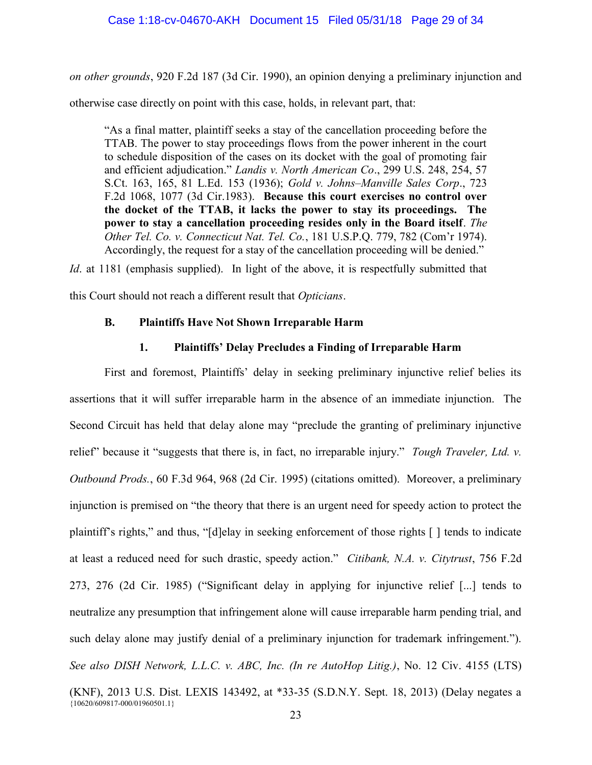*on other grounds*, 920 F.2d 187 (3d Cir. 1990), an opinion denying a preliminary injunction and otherwise case directly on point with this case, holds, in relevant part, that:

> "As a final matter, plaintiff seeks a stay of the cancellation proceeding before the TTAB. The power to stay proceedings flows from the power inherent in the court to schedule disposition of the cases on its docket with the goal of promoting fair and efficient adjudication." *Landis v. North American Co*., 299 U.S. 248, 254, 57 S.Ct. 163, 165, 81 L.Ed. 153 (1936); *Gold v. Johns–Manville Sales Corp*., 723 F.2d 1068, 1077 (3d Cir.1983). **Because this court exercises no control over the docket of the TTAB, it lacks the power to stay its proceedings. The power to stay a cancellation proceeding resides only in the Board itself**. *The Other Tel. Co. v. Connecticut Nat. Tel. Co.*, 181 U.S.P.Q. 779, 782 (Com'r 1974). Accordingly, the request for a stay of the cancellation proceeding will be denied."

*Id*. at 1181 (emphasis supplied). In light of the above, it is respectfully submitted that this Court should not reach a different result that *Opticians*.

### B. Plaintiffs Have Not Shown Irreparable Harm

#### 1. Plaintiffs' Delay Precludes a Finding of Irreparable Harm

First and foremost, Plaintiffs' delay in seeking preliminary injunctive relief belies its assertions that it will suffer irreparable harm in the absence of an immediate injunction. The Second Circuit has held that delay alone may "preclude the granting of preliminary injunctive relief" because it "suggests that there is, in fact, no irreparable injury." *Tough Traveler, Ltd. v. Outbound Prods.*, 60 F.3d 964, 968 (2d Cir. 1995) (citations omitted). Moreover, a preliminary injunction is premised on "the theory that there is an urgent need for speedy action to protect the plaintiff's rights," and thus, "[d]elay in seeking enforcement of those rights [ ] tends to indicate at least a reduced need for such drastic, speedy action." *Citibank, N.A. v. Citytrust*, 756 F.2d 273, 276 (2d Cir. 1985) ("Significant delay in applying for injunctive relief [...] tends to neutralize any presumption that infringement alone will cause irreparable harm pending trial, and such delay alone may justify denial of a preliminary injunction for trademark infringement."). *See also DISH Network, L.L.C. v. ABC, Inc. (In re AutoHop Litig.)*, No. 12 Civ. 4155 (LTS) (KNF), 2013 U.S. Dist. LEXIS 143492, at *33-35 (S.D.N.Y. Sept. 18, 2013) (Delay negates a

{10620/609817-000/01960501.1}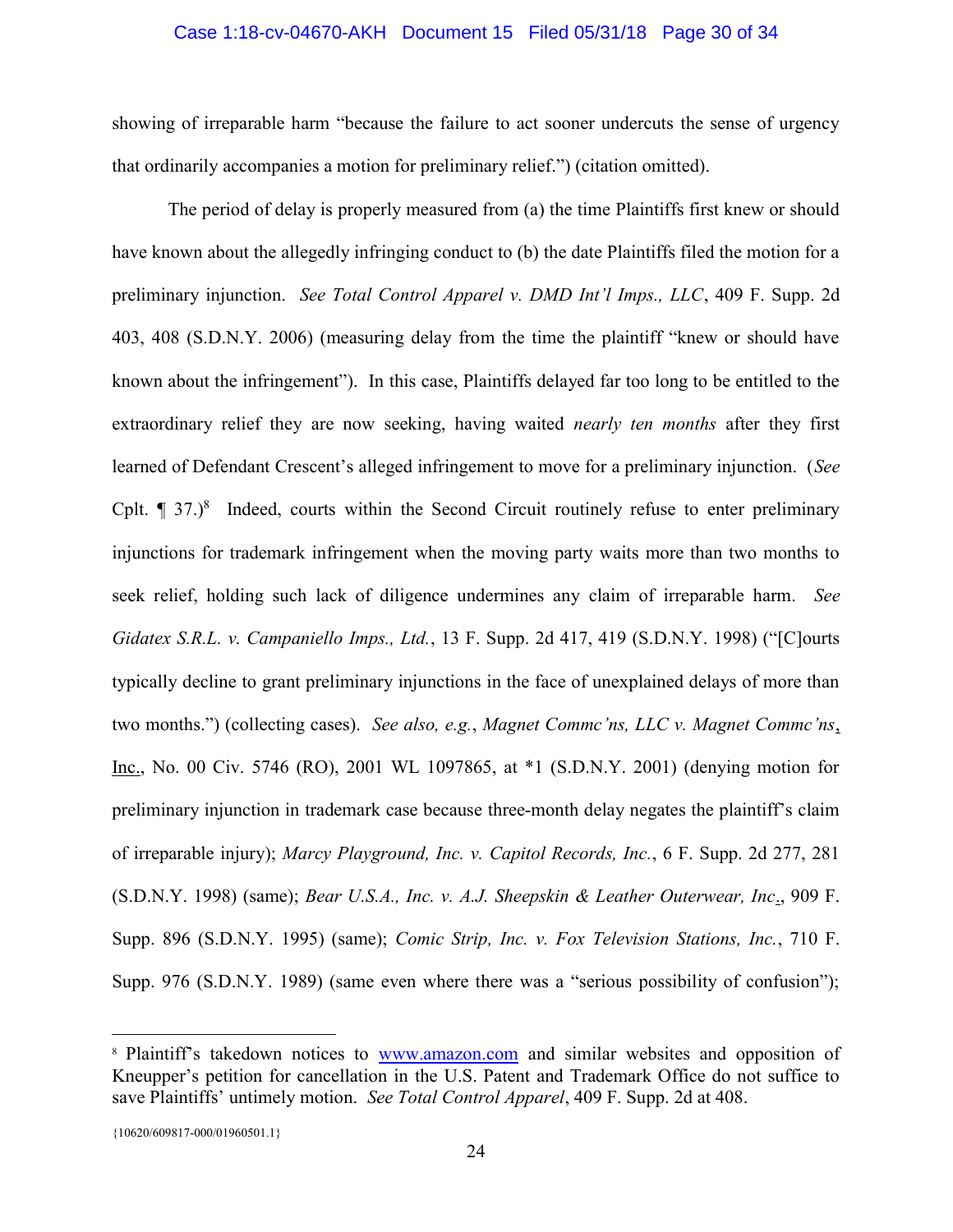showing of irreparable harm "because the failure to act sooner undercuts the sense of urgency that ordinarily accompanies a motion for preliminary relief.") (citation omitted).

The period of delay is properly measured from (a) the time Plaintiffs first knew or should have known about the allegedly infringing conduct to (b) the date Plaintiffs filed the motion for a preliminary injunction. *See Total Control Apparel v. DMD Int'l Imps., LLC*, 409 F. Supp. 2d 403, 408 (S.D.N.Y. 2006) (measuring delay from the time the plaintiff "knew or should have known about the infringement"). In this case, Plaintiffs delayed far too long to be entitled to the extraordinary relief they are now seeking, having waited *nearly ten months* after they first learned of Defendant Crescent's alleged infringement to move for a preliminary injunction. (*See* Cplt. ¶ 37.)[8] Indeed, courts within the Second Circuit routinely refuse to enter preliminary injunctions for trademark infringement when the moving party waits more than two months to seek relief, holding such lack of diligence undermines any claim of irreparable harm. *See Gidatex S.R.L. v. Campaniello Imps., Ltd.*, 13 F. Supp. 2d 417, 419 (S.D.N.Y. 1998) ("[C]ourts typically decline to grant preliminary injunctions in the face of unexplained delays of more than two months.") (collecting cases). *See also, e.g.*, *Magnet Commc'ns, LLC v. Magnet Commc'ns*, Inc., No. 00 Civ. 5746 (RO), 2001 WL 1097865, at *1 (S.D.N.Y. 2001) (denying motion for preliminary injunction in trademark case because three-month delay negates the plaintiff's claim of irreparable injury); *Marcy Playground, Inc. v. Capitol Records, Inc.*, 6 F. Supp. 2d 277, 281 (S.D.N.Y. 1998) (same); *Bear U.S.A., Inc. v. A.J. Sheepskin & Leather Outerwear, Inc.*, 909 F. Supp. 896 (S.D.N.Y. 1995) (same); *Comic Strip, Inc. v. Fox Television Stations, Inc.*, 710 F. Supp. 976 (S.D.N.Y. 1989) (same even where there was a "serious possibility of confusion");

---

[8] Plaintiff's takedown notices to www.amazon.com and similar websites and opposition of Kneupper's petition for cancellation in the U.S. Patent and Trademark Office do not suffice to save Plaintiffs' untimely motion. *See Total Control Apparel*, 409 F. Supp. 2d at 408.

{10620/609817-000/01960501.1}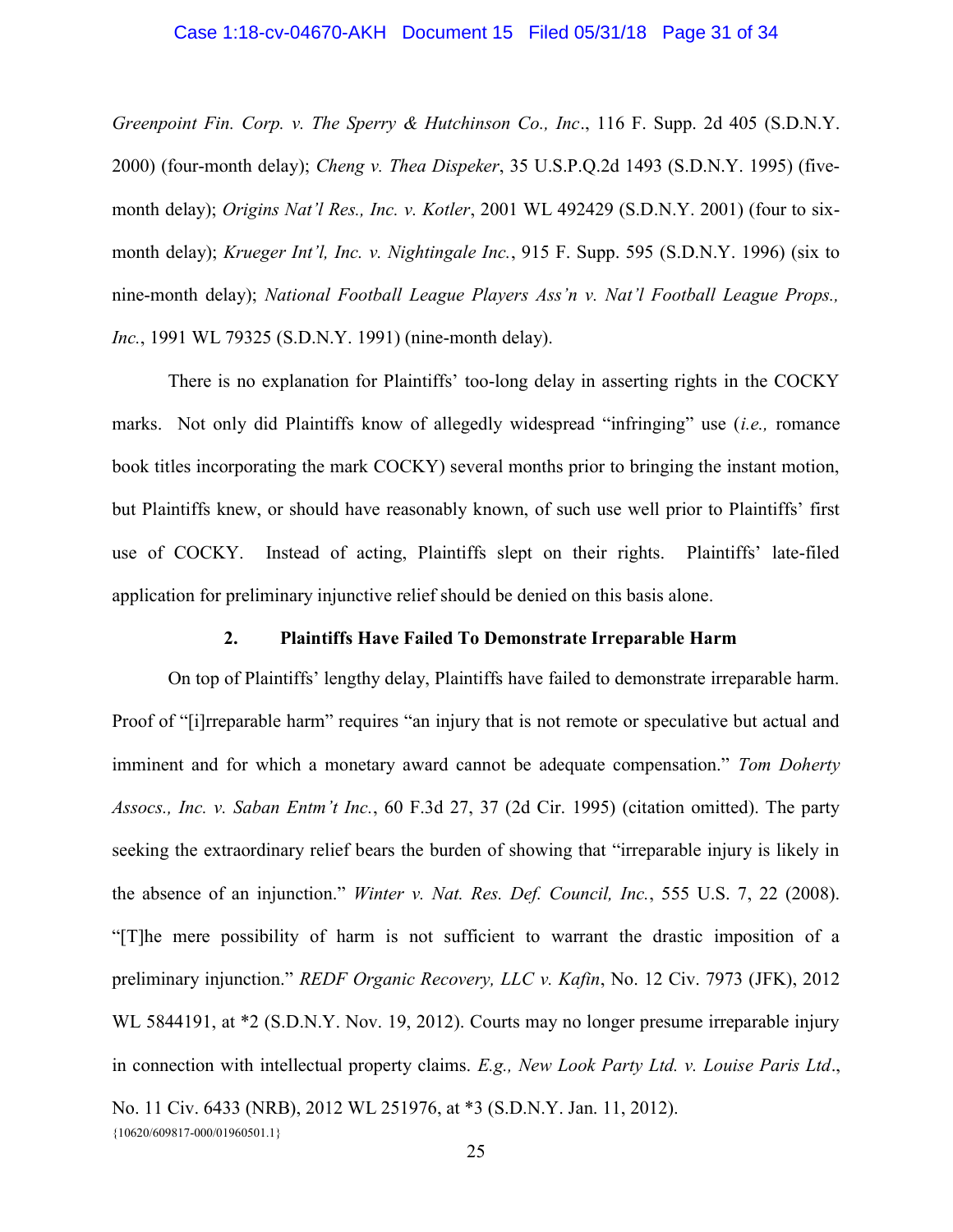*Greenpoint Fin. Corp. v. The Sperry & Hutchinson Co., Inc*., 116 F. Supp. 2d 405 (S.D.N.Y. 2000) (four-month delay); *Cheng v. Thea Dispeker*, 35 U.S.P.Q.2d 1493 (S.D.N.Y. 1995) (five-month delay); *Origins Nat'l Res., Inc. v. Kotler*, 2001 WL 492429 (S.D.N.Y. 2001) (four to six-month delay); *Krueger Int'l, Inc. v. Nightingale Inc.*, 915 F. Supp. 595 (S.D.N.Y. 1996) (six to nine-month delay); *National Football League Players Ass'n v. Nat'l Football League Props., Inc.*, 1991 WL 79325 (S.D.N.Y. 1991) (nine-month delay).

There is no explanation for Plaintiffs' too-long delay in asserting rights in the COCKY marks. Not only did Plaintiffs know of allegedly widespread "infringing" use (*i.e.,* romance book titles incorporating the mark COCKY) several months prior to bringing the instant motion, but Plaintiffs knew, or should have reasonably known, of such use well prior to Plaintiffs' first use of COCKY. Instead of acting, Plaintiffs slept on their rights. Plaintiffs' late-filed application for preliminary injunctive relief should be denied on this basis alone.

### 2. Plaintiffs Have Failed To Demonstrate Irreparable Harm

On top of Plaintiffs' lengthy delay, Plaintiffs have failed to demonstrate irreparable harm. Proof of "[i]rreparable harm" requires "an injury that is not remote or speculative but actual and imminent and for which a monetary award cannot be adequate compensation." *Tom Doherty Assocs., Inc. v. Saban Entm't Inc.*, 60 F.3d 27, 37 (2d Cir. 1995) (citation omitted). The party seeking the extraordinary relief bears the burden of showing that "irreparable injury is likely in the absence of an injunction." *Winter v. Nat. Res. Def. Council, Inc.*, 555 U.S. 7, 22 (2008). "[T]he mere possibility of harm is not sufficient to warrant the drastic imposition of a preliminary injunction." *REDF Organic Recovery, LLC v. Kafin*, No. 12 Civ. 7973 (JFK), 2012 WL 5844191, at *2 (S.D.N.Y. Nov. 19, 2012). Courts may no longer presume irreparable injury in connection with intellectual property claims. *E.g., New Look Party Ltd. v. Louise Paris Ltd*., No. 11 Civ. 6433 (NRB), 2012 WL 251976, at *3 (S.D.N.Y. Jan. 11, 2012).

{10620/609817-000/01960501.1}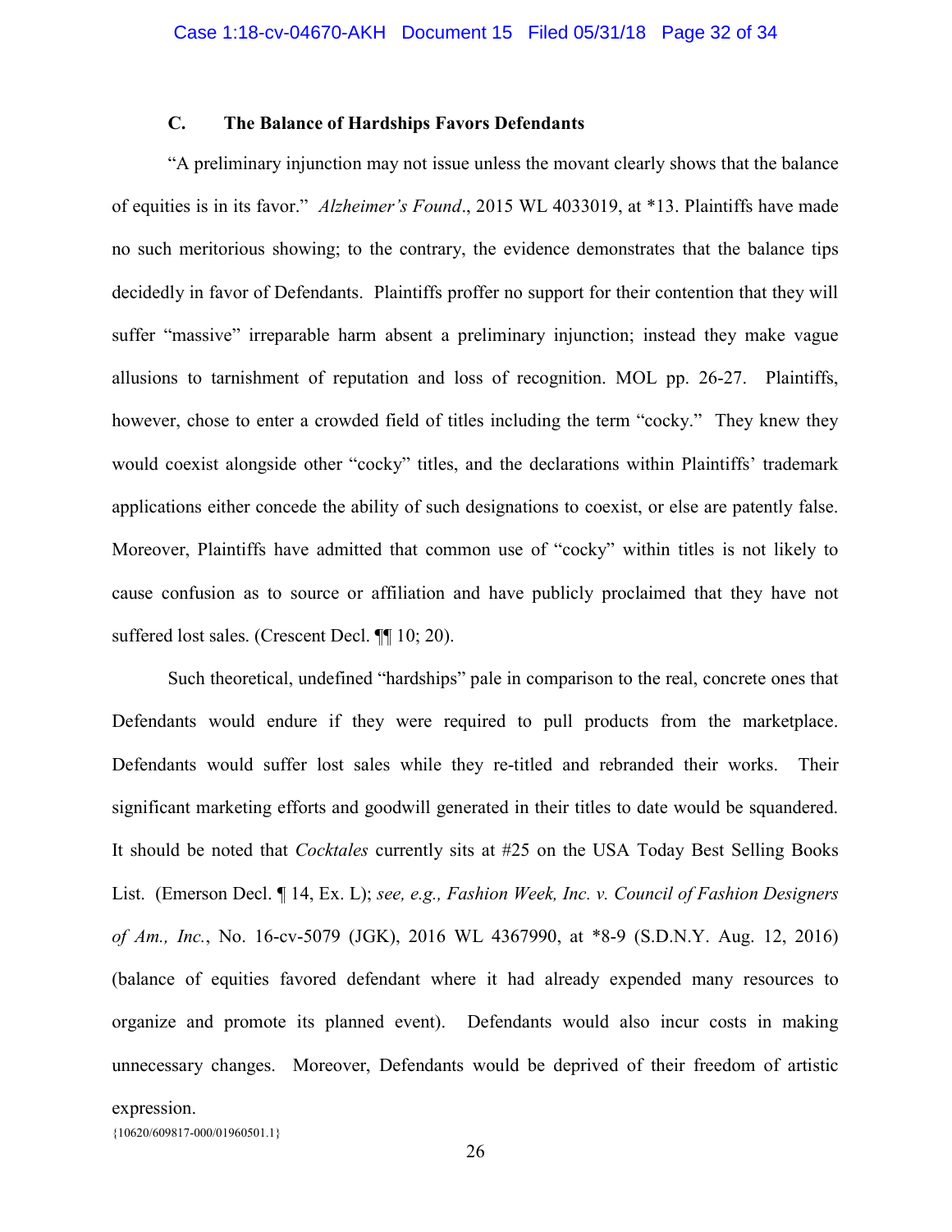### C. The Balance of Hardships Favors Defendants

"A preliminary injunction may not issue unless the movant clearly shows that the balance of equities is in its favor." *Alzheimer's Found*., 2015 WL 4033019, at \*13. Plaintiffs have made no such meritorious showing; to the contrary, the evidence demonstrates that the balance tips decidedly in favor of Defendants. Plaintiffs proffer no support for their contention that they will suffer "massive" irreparable harm absent a preliminary injunction; instead they make vague allusions to tarnishment of reputation and loss of recognition. MOL pp. 26-27. Plaintiffs, however, chose to enter a crowded field of titles including the term "cocky." They knew they would coexist alongside other "cocky" titles, and the declarations within Plaintiffs' trademark applications either concede the ability of such designations to coexist, or else are patently false. Moreover, Plaintiffs have admitted that common use of "cocky" within titles is not likely to cause confusion as to source or affiliation and have publicly proclaimed that they have not suffered lost sales. (Crescent Decl. ¶¶ 10; 20).

Such theoretical, undefined "hardships" pale in comparison to the real, concrete ones that Defendants would endure if they were required to pull products from the marketplace. Defendants would suffer lost sales while they re-titled and rebranded their works. Their significant marketing efforts and goodwill generated in their titles to date would be squandered. It should be noted that *Cocktales* currently sits at #25 on the USA Today Best Selling Books List. (Emerson Decl. ¶ 14, Ex. L); *see, e.g., Fashion Week, Inc. v. Council of Fashion Designers of Am., Inc.*, No. 16-cv-5079 (JGK), 2016 WL 4367990, at \*8-9 (S.D.N.Y. Aug. 12, 2016) (balance of equities favored defendant where it had already expended many resources to organize and promote its planned event). Defendants would also incur costs in making unnecessary changes. Moreover, Defendants would be deprived of their freedom of artistic expression.

{10620/609817-000/01960501.1}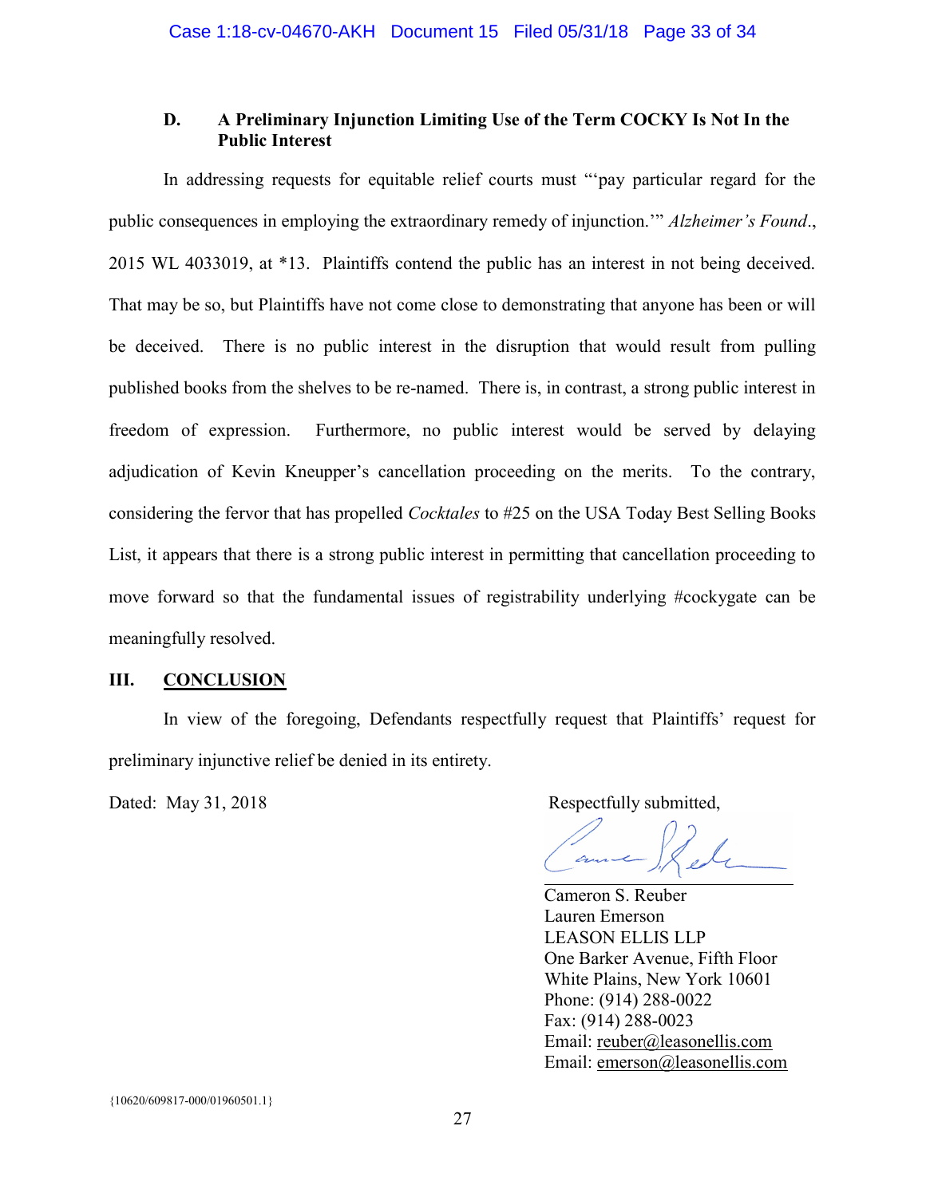### D. A Preliminary Injunction Limiting Use of the Term COCKY Is Not In the Public Interest

In addressing requests for equitable relief courts must "'pay particular regard for the public consequences in employing the extraordinary remedy of injunction.'" *Alzheimer's Found.*, 2015 WL 4033019, at *13. Plaintiffs contend the public has an interest in not being deceived. That may be so, but Plaintiffs have not come close to demonstrating that anyone has been or will be deceived. There is no public interest in the disruption that would result from pulling published books from the shelves to be re-named. There is, in contrast, a strong public interest in freedom of expression. Furthermore, no public interest would be served by delaying adjudication of Kevin Kneupper's cancellation proceeding on the merits. To the contrary, considering the fervor that has propelled *Cocktales* to #25 on the USA Today Best Selling Books List, it appears that there is a strong public interest in permitting that cancellation proceeding to move forward so that the fundamental issues of registrability underlying #cockygate can be meaningfully resolved.

## III. CONCLUSION

In view of the foregoing, Defendants respectfully request that Plaintiffs' request for preliminary injunctive relief be denied in its entirety.

Dated: May 31, 2018

Respectfully submitted,

Cameron S. Reuber
Lauren Emerson
LEASON ELLIS LLP
One Barker Avenue, Fifth Floor
White Plains, New York 10601
Phone: (914) 288-0022
Fax: (914) 288-0023
Email: reuber@leasonellis.com
Email: emerson@leasonellis.com

{10620/609817-000/01960501.1}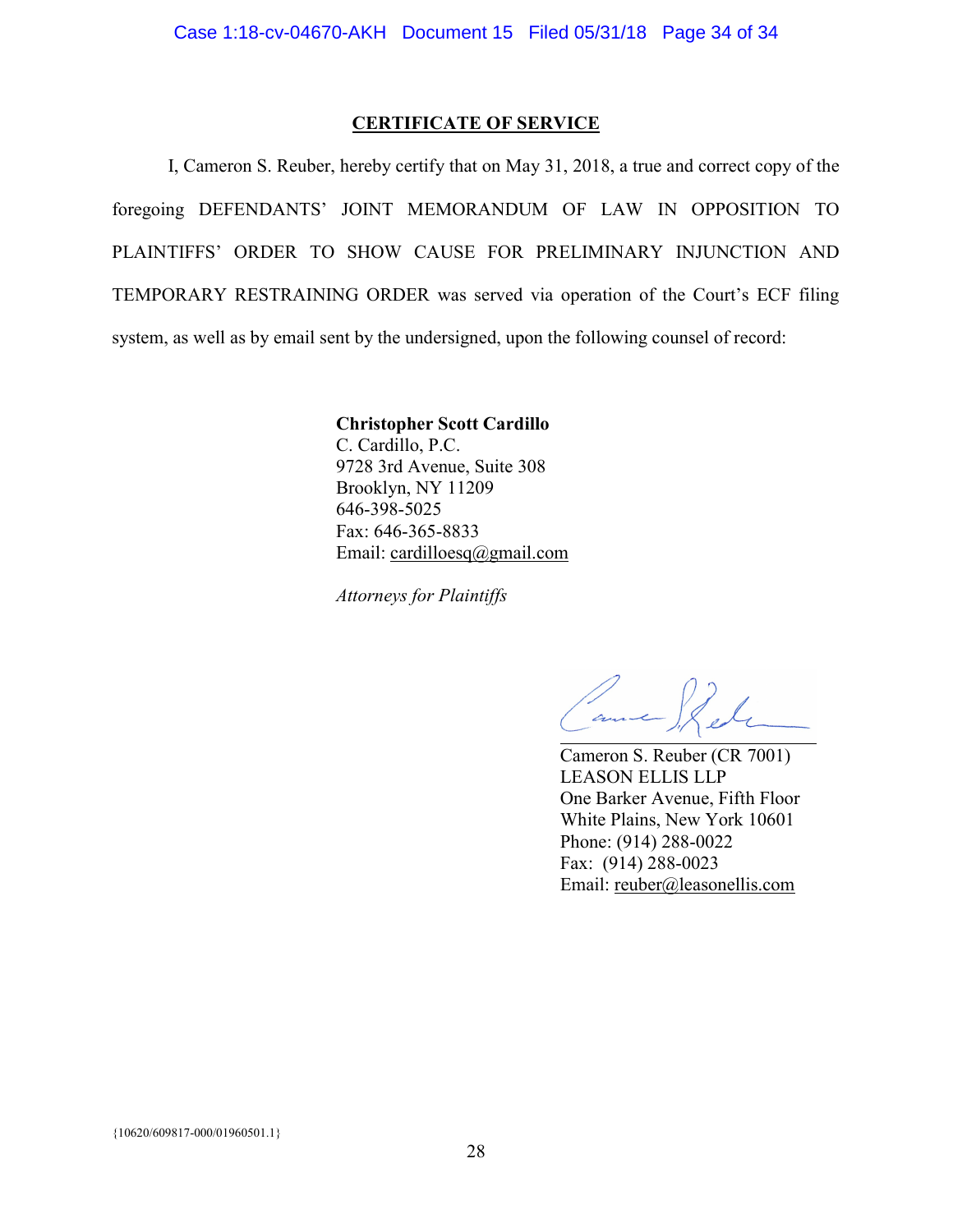## CERTIFICATE OF SERVICE

I, Cameron S. Reuber, hereby certify that on May 31, 2018, a true and correct copy of the foregoing DEFENDANTS' JOINT MEMORANDUM OF LAW IN OPPOSITION TO PLAINTIFFS' ORDER TO SHOW CAUSE FOR PRELIMINARY INJUNCTION AND TEMPORARY RESTRAINING ORDER was served via operation of the Court's ECF filing system, as well as by email sent by the undersigned, upon the following counsel of record:

**Christopher Scott Cardillo**
C. Cardillo, P.C.
9728 3rd Avenue, Suite 308
Brooklyn, NY 11209
646-398-5025
Fax: 646-365-8833
Email: cardilloesq@gmail.com

*Attorneys for Plaintiffs*

Cameron S. Reuber (CR 7001)
LEASON ELLIS LLP
One Barker Avenue, Fifth Floor
White Plains, New York 10601
Phone: (914) 288-0022
Fax: (914) 288-0023
Email: reuber@leasonellis.com

{10620/609817-000/01960501.1}